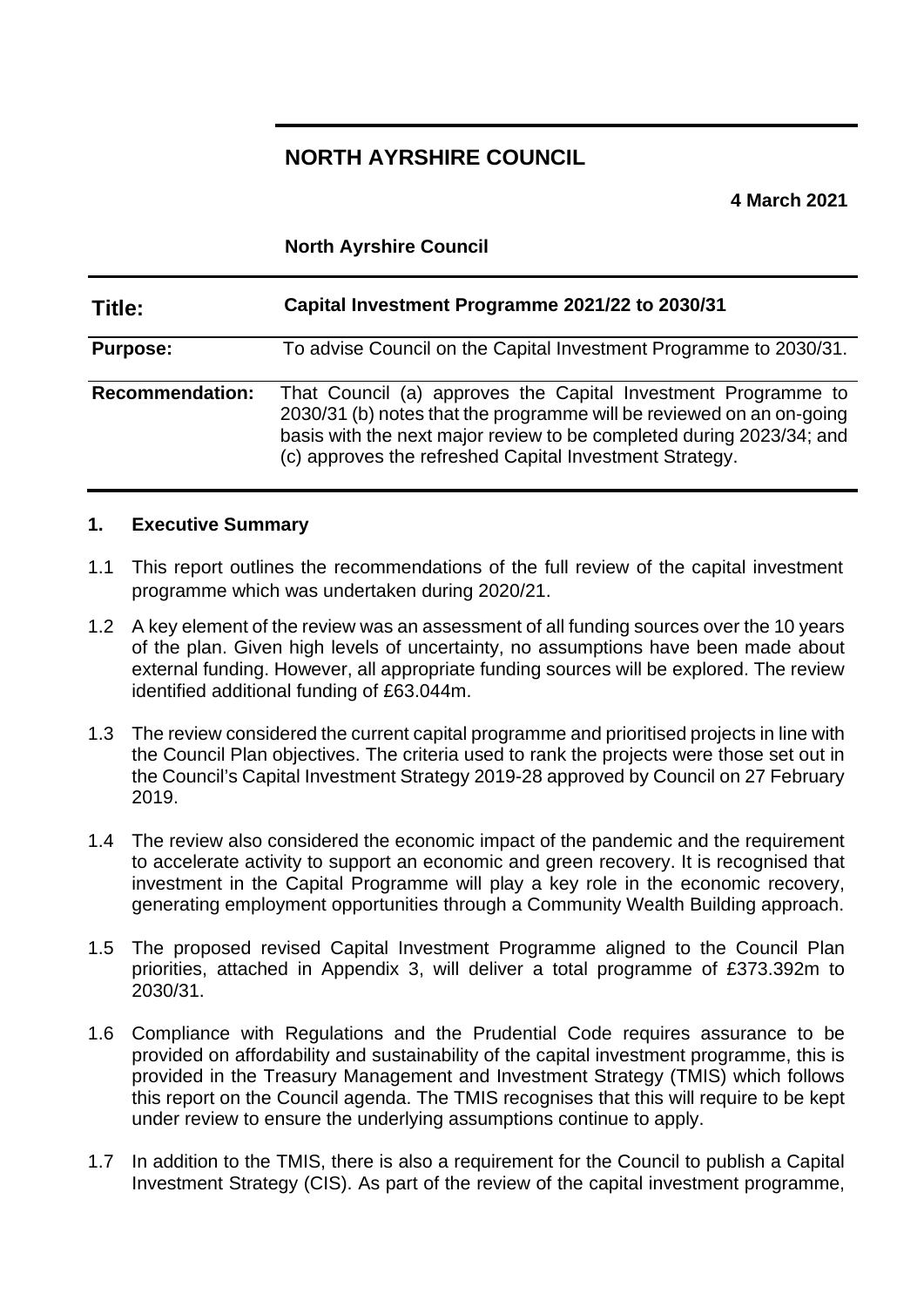# NORTH AYRSHIRE COUNCIL

**4 March 2021**

**North Ayrshire Council**

| **Title:** | **Capital Investment Programme 2021/22 to 2030/31** |
|---|---|
| **Purpose:** | To advise Council on the Capital Investment Programme to 2030/31. |
| **Recommendation:** | That Council (a) approves the Capital Investment Programme to 2030/31 (b) notes that the programme will be reviewed on an on-going basis with the next major review to be completed during 2023/34; and (c) approves the refreshed Capital Investment Strategy. |

## 1. Executive Summary

1.1 This report outlines the recommendations of the full review of the capital investment programme which was undertaken during 2020/21.

1.2 A key element of the review was an assessment of all funding sources over the 10 years of the plan. Given high levels of uncertainty, no assumptions have been made about external funding. However, all appropriate funding sources will be explored. The review identified additional funding of £63.044m.

1.3 The review considered the current capital programme and prioritised projects in line with the Council Plan objectives. The criteria used to rank the projects were those set out in the Council's Capital Investment Strategy 2019-28 approved by Council on 27 February 2019.

1.4 The review also considered the economic impact of the pandemic and the requirement to accelerate activity to support an economic and green recovery. It is recognised that investment in the Capital Programme will play a key role in the economic recovery, generating employment opportunities through a Community Wealth Building approach.

1.5 The proposed revised Capital Investment Programme aligned to the Council Plan priorities, attached in Appendix 3, will deliver a total programme of £373.392m to 2030/31.

1.6 Compliance with Regulations and the Prudential Code requires assurance to be provided on affordability and sustainability of the capital investment programme, this is provided in the Treasury Management and Investment Strategy (TMIS) which follows this report on the Council agenda. The TMIS recognises that this will require to be kept under review to ensure the underlying assumptions continue to apply.

1.7 In addition to the TMIS, there is also a requirement for the Council to publish a Capital Investment Strategy (CIS). As part of the review of the capital investment programme,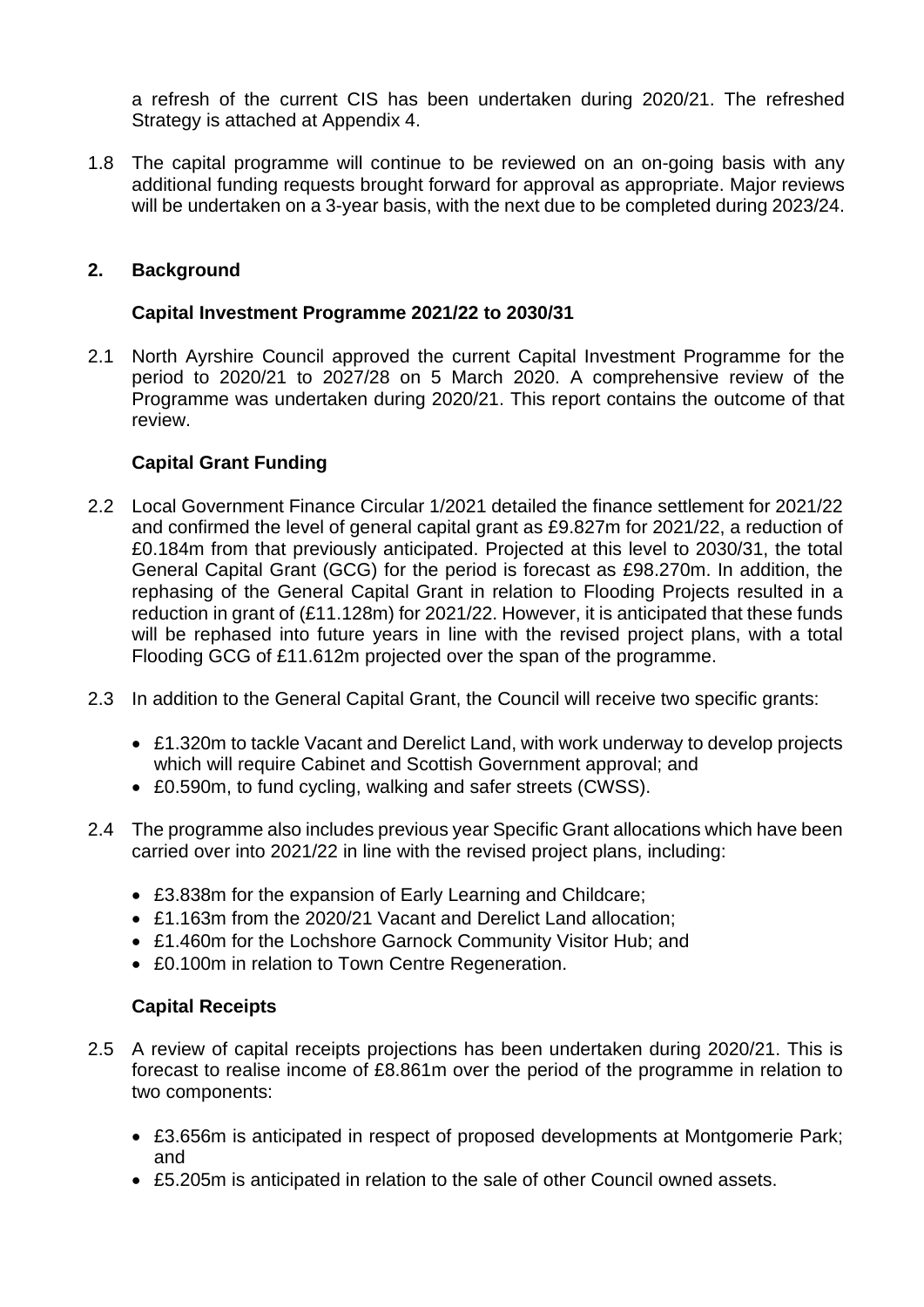a refresh of the current CIS has been undertaken during 2020/21. The refreshed Strategy is attached at Appendix 4.

1.8 The capital programme will continue to be reviewed on an on-going basis with any additional funding requests brought forward for approval as appropriate. Major reviews will be undertaken on a 3-year basis, with the next due to be completed during 2023/24.

## 2. Background

### Capital Investment Programme 2021/22 to 2030/31

2.1 North Ayrshire Council approved the current Capital Investment Programme for the period to 2020/21 to 2027/28 on 5 March 2020. A comprehensive review of the Programme was undertaken during 2020/21. This report contains the outcome of that review.

### Capital Grant Funding

2.2 Local Government Finance Circular 1/2021 detailed the finance settlement for 2021/22 and confirmed the level of general capital grant as £9.827m for 2021/22, a reduction of £0.184m from that previously anticipated. Projected at this level to 2030/31, the total General Capital Grant (GCG) for the period is forecast as £98.270m. In addition, the rephasing of the General Capital Grant in relation to Flooding Projects resulted in a reduction in grant of (£11.128m) for 2021/22. However, it is anticipated that these funds will be rephased into future years in line with the revised project plans, with a total Flooding GCG of £11.612m projected over the span of the programme.

2.3 In addition to the General Capital Grant, the Council will receive two specific grants:

- £1.320m to tackle Vacant and Derelict Land, with work underway to develop projects which will require Cabinet and Scottish Government approval; and
- £0.590m, to fund cycling, walking and safer streets (CWSS).

2.4 The programme also includes previous year Specific Grant allocations which have been carried over into 2021/22 in line with the revised project plans, including:

- £3.838m for the expansion of Early Learning and Childcare;
- £1.163m from the 2020/21 Vacant and Derelict Land allocation;
- £1.460m for the Lochshore Garnock Community Visitor Hub; and
- £0.100m in relation to Town Centre Regeneration.

### Capital Receipts

2.5 A review of capital receipts projections has been undertaken during 2020/21. This is forecast to realise income of £8.861m over the period of the programme in relation to two components:

- £3.656m is anticipated in respect of proposed developments at Montgomerie Park; and
- £5.205m is anticipated in relation to the sale of other Council owned assets.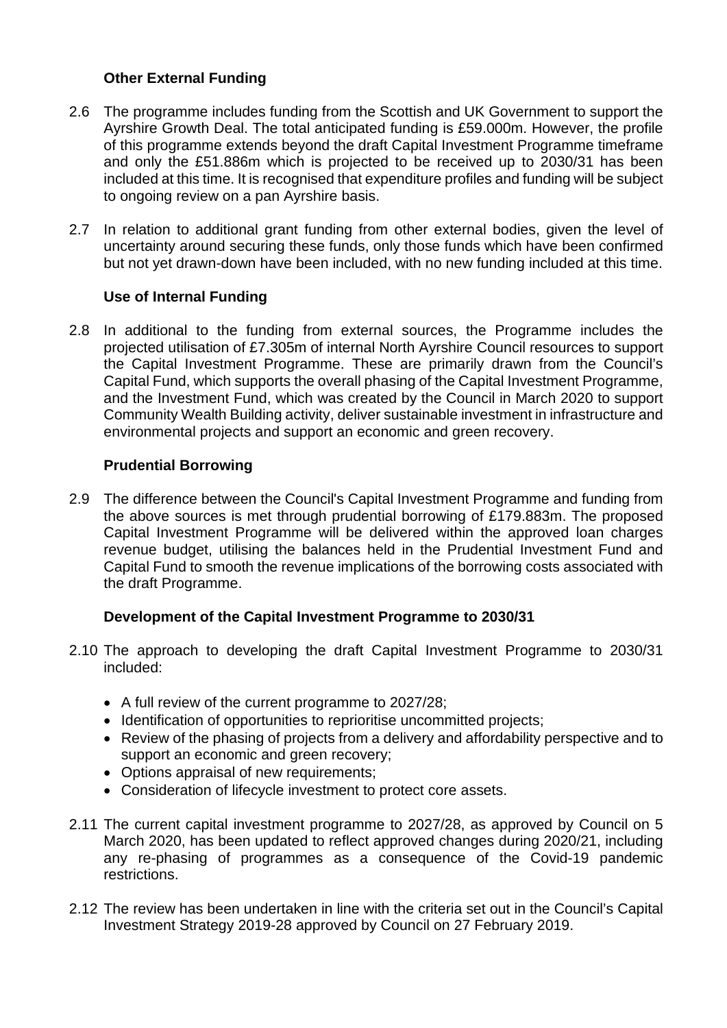### Other External Funding

2.6 The programme includes funding from the Scottish and UK Government to support the Ayrshire Growth Deal. The total anticipated funding is £59.000m. However, the profile of this programme extends beyond the draft Capital Investment Programme timeframe and only the £51.886m which is projected to be received up to 2030/31 has been included at this time. It is recognised that expenditure profiles and funding will be subject to ongoing review on a pan Ayrshire basis.

2.7 In relation to additional grant funding from other external bodies, given the level of uncertainty around securing these funds, only those funds which have been confirmed but not yet drawn-down have been included, with no new funding included at this time.

### Use of Internal Funding

2.8 In additional to the funding from external sources, the Programme includes the projected utilisation of £7.305m of internal North Ayrshire Council resources to support the Capital Investment Programme. These are primarily drawn from the Council's Capital Fund, which supports the overall phasing of the Capital Investment Programme, and the Investment Fund, which was created by the Council in March 2020 to support Community Wealth Building activity, deliver sustainable investment in infrastructure and environmental projects and support an economic and green recovery.

### Prudential Borrowing

2.9 The difference between the Council's Capital Investment Programme and funding from the above sources is met through prudential borrowing of £179.883m. The proposed Capital Investment Programme will be delivered within the approved loan charges revenue budget, utilising the balances held in the Prudential Investment Fund and Capital Fund to smooth the revenue implications of the borrowing costs associated with the draft Programme.

### Development of the Capital Investment Programme to 2030/31

2.10 The approach to developing the draft Capital Investment Programme to 2030/31 included:

- A full review of the current programme to 2027/28;
- Identification of opportunities to reprioritise uncommitted projects;
- Review of the phasing of projects from a delivery and affordability perspective and to support an economic and green recovery;
- Options appraisal of new requirements;
- Consideration of lifecycle investment to protect core assets.

2.11 The current capital investment programme to 2027/28, as approved by Council on 5 March 2020, has been updated to reflect approved changes during 2020/21, including any re-phasing of programmes as a consequence of the Covid-19 pandemic restrictions.

2.12 The review has been undertaken in line with the criteria set out in the Council's Capital Investment Strategy 2019-28 approved by Council on 27 February 2019.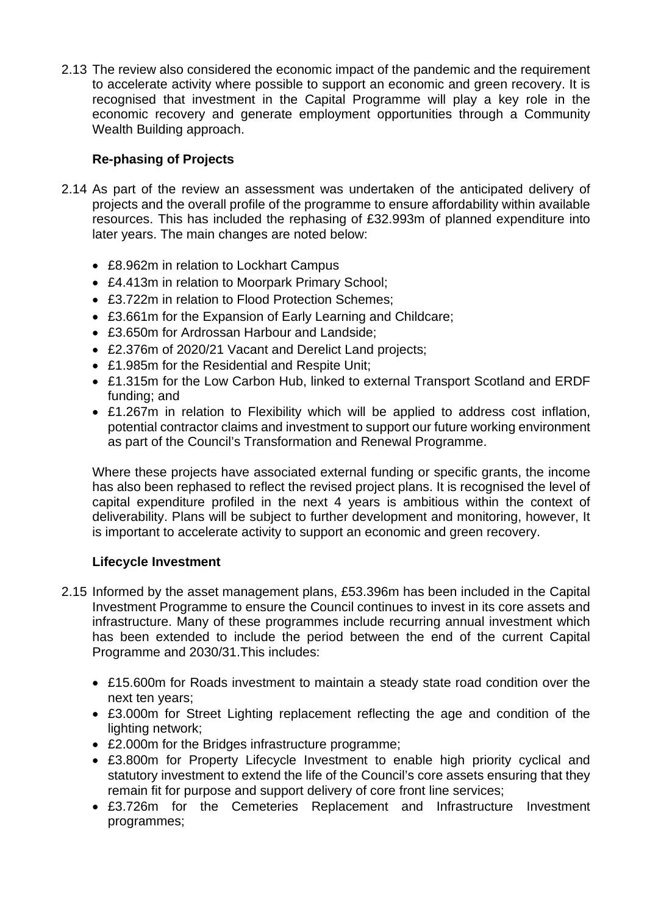2.13 The review also considered the economic impact of the pandemic and the requirement to accelerate activity where possible to support an economic and green recovery. It is recognised that investment in the Capital Programme will play a key role in the economic recovery and generate employment opportunities through a Community Wealth Building approach.

**Re-phasing of Projects**

2.14 As part of the review an assessment was undertaken of the anticipated delivery of projects and the overall profile of the programme to ensure affordability within available resources. This has included the rephasing of £32.993m of planned expenditure into later years. The main changes are noted below:

- £8.962m in relation to Lockhart Campus
- £4.413m in relation to Moorpark Primary School;
- £3.722m in relation to Flood Protection Schemes;
- £3.661m for the Expansion of Early Learning and Childcare;
- £3.650m for Ardrossan Harbour and Landside;
- £2.376m of 2020/21 Vacant and Derelict Land projects;
- £1.985m for the Residential and Respite Unit;
- £1.315m for the Low Carbon Hub, linked to external Transport Scotland and ERDF funding; and
- £1.267m in relation to Flexibility which will be applied to address cost inflation, potential contractor claims and investment to support our future working environment as part of the Council's Transformation and Renewal Programme.

Where these projects have associated external funding or specific grants, the income has also been rephased to reflect the revised project plans. It is recognised the level of capital expenditure profiled in the next 4 years is ambitious within the context of deliverability. Plans will be subject to further development and monitoring, however, It is important to accelerate activity to support an economic and green recovery.

**Lifecycle Investment**

2.15 Informed by the asset management plans, £53.396m has been included in the Capital Investment Programme to ensure the Council continues to invest in its core assets and infrastructure. Many of these programmes include recurring annual investment which has been extended to include the period between the end of the current Capital Programme and 2030/31.This includes:

- £15.600m for Roads investment to maintain a steady state road condition over the next ten years;
- £3.000m for Street Lighting replacement reflecting the age and condition of the lighting network;
- £2.000m for the Bridges infrastructure programme;
- £3.800m for Property Lifecycle Investment to enable high priority cyclical and statutory investment to extend the life of the Council's core assets ensuring that they remain fit for purpose and support delivery of core front line services;
- £3.726m for the Cemeteries Replacement and Infrastructure Investment programmes;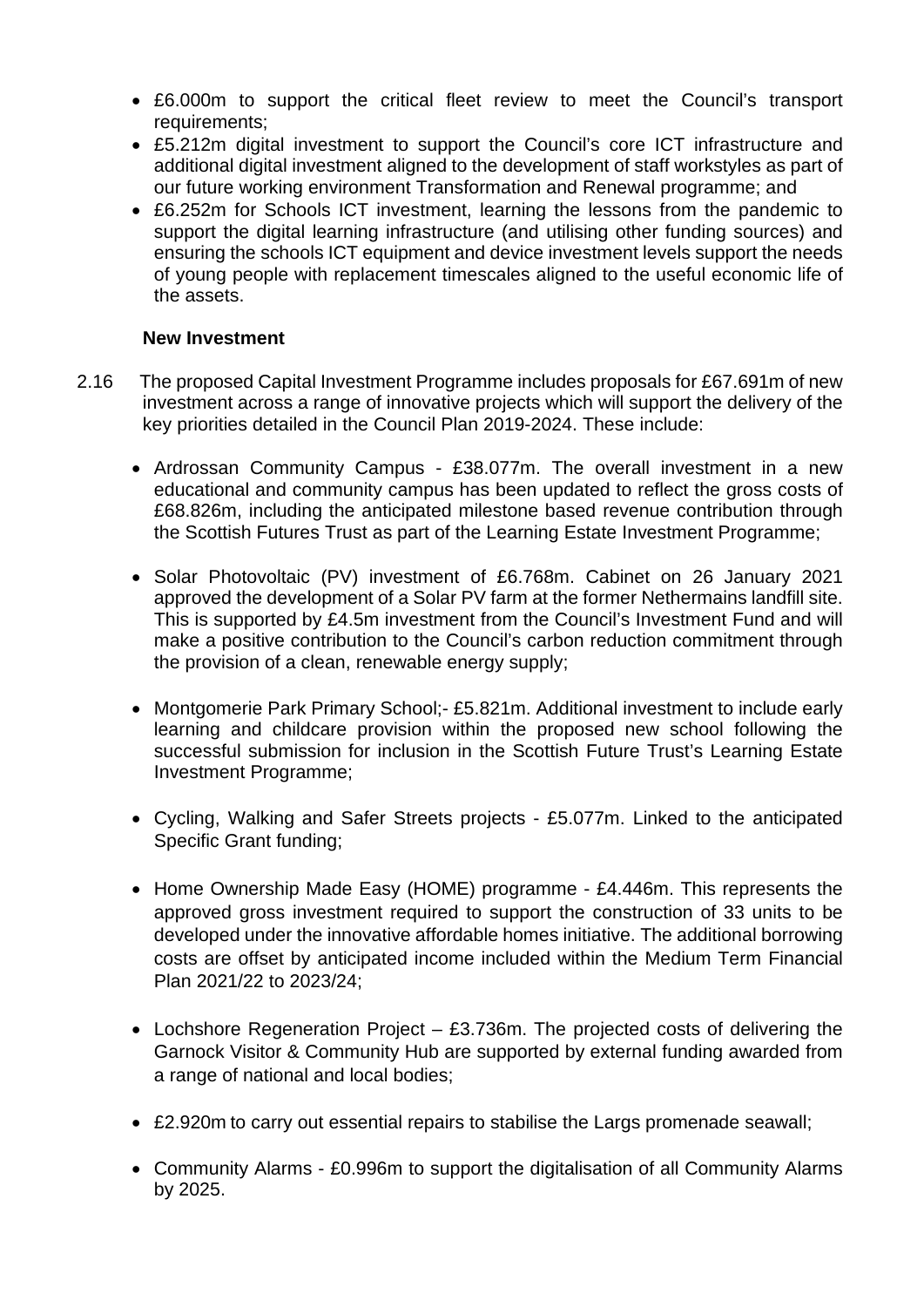- £6.000m to support the critical fleet review to meet the Council's transport requirements;
- £5.212m digital investment to support the Council's core ICT infrastructure and additional digital investment aligned to the development of staff workstyles as part of our future working environment Transformation and Renewal programme; and
- £6.252m for Schools ICT investment, learning the lessons from the pandemic to support the digital learning infrastructure (and utilising other funding sources) and ensuring the schools ICT equipment and device investment levels support the needs of young people with replacement timescales aligned to the useful economic life of the assets.

**New Investment**

2.16 The proposed Capital Investment Programme includes proposals for £67.691m of new investment across a range of innovative projects which will support the delivery of the key priorities detailed in the Council Plan 2019-2024. These include:

- Ardrossan Community Campus - £38.077m. The overall investment in a new educational and community campus has been updated to reflect the gross costs of £68.826m, including the anticipated milestone based revenue contribution through the Scottish Futures Trust as part of the Learning Estate Investment Programme;

- Solar Photovoltaic (PV) investment of £6.768m. Cabinet on 26 January 2021 approved the development of a Solar PV farm at the former Nethermains landfill site. This is supported by £4.5m investment from the Council's Investment Fund and will make a positive contribution to the Council's carbon reduction commitment through the provision of a clean, renewable energy supply;

- Montgomerie Park Primary School;- £5.821m. Additional investment to include early learning and childcare provision within the proposed new school following the successful submission for inclusion in the Scottish Future Trust's Learning Estate Investment Programme;

- Cycling, Walking and Safer Streets projects - £5.077m. Linked to the anticipated Specific Grant funding;

- Home Ownership Made Easy (HOME) programme - £4.446m. This represents the approved gross investment required to support the construction of 33 units to be developed under the innovative affordable homes initiative. The additional borrowing costs are offset by anticipated income included within the Medium Term Financial Plan 2021/22 to 2023/24;

- Lochshore Regeneration Project – £3.736m. The projected costs of delivering the Garnock Visitor & Community Hub are supported by external funding awarded from a range of national and local bodies;

- £2.920m to carry out essential repairs to stabilise the Largs promenade seawall;

- Community Alarms - £0.996m to support the digitalisation of all Community Alarms by 2025.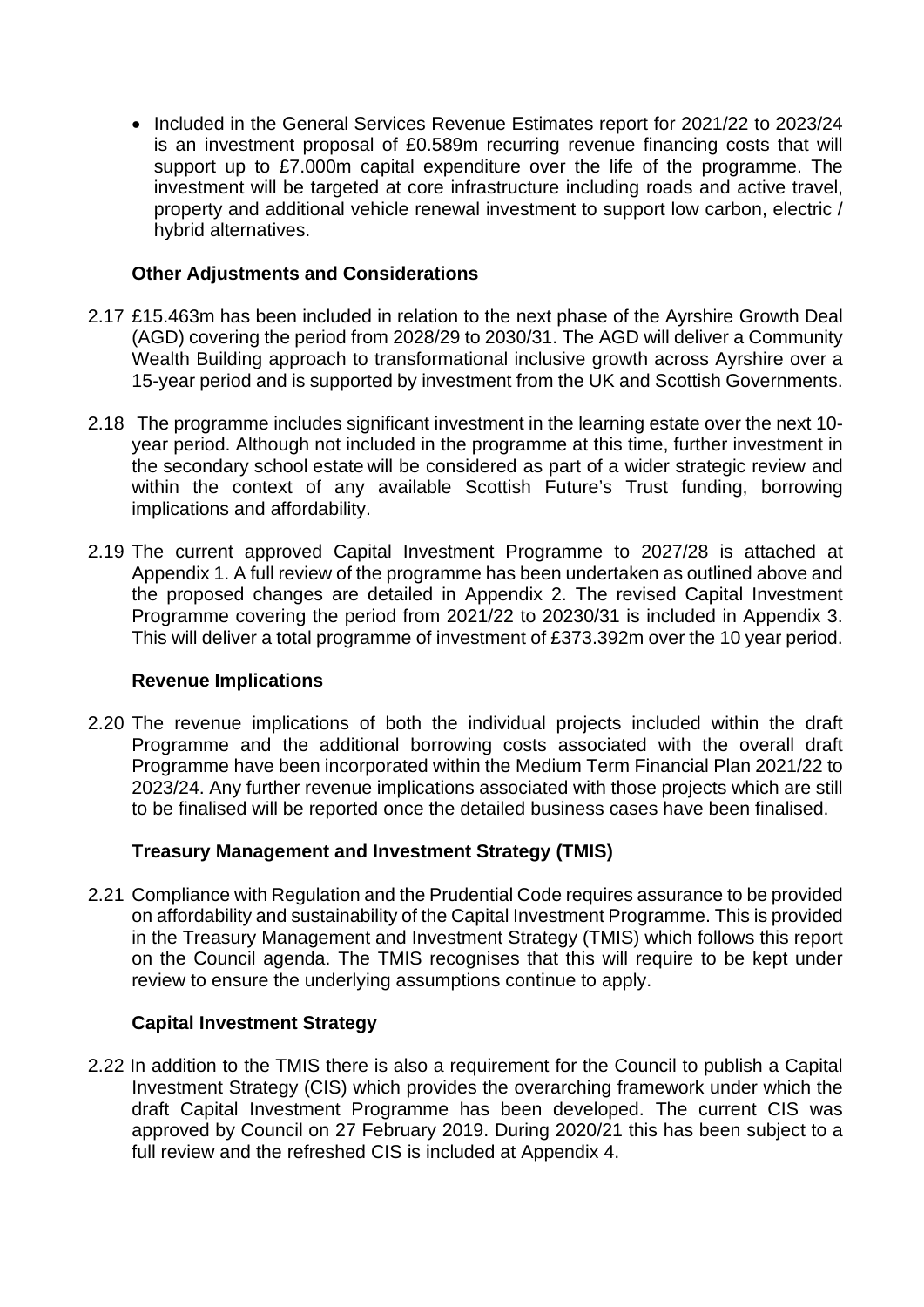- Included in the General Services Revenue Estimates report for 2021/22 to 2023/24 is an investment proposal of £0.589m recurring revenue financing costs that will support up to £7.000m capital expenditure over the life of the programme. The investment will be targeted at core infrastructure including roads and active travel, property and additional vehicle renewal investment to support low carbon, electric / hybrid alternatives.

**Other Adjustments and Considerations**

2.17 £15.463m has been included in relation to the next phase of the Ayrshire Growth Deal (AGD) covering the period from 2028/29 to 2030/31. The AGD will deliver a Community Wealth Building approach to transformational inclusive growth across Ayrshire over a 15-year period and is supported by investment from the UK and Scottish Governments.

2.18 The programme includes significant investment in the learning estate over the next 10-year period. Although not included in the programme at this time, further investment in the secondary school estate will be considered as part of a wider strategic review and within the context of any available Scottish Future's Trust funding, borrowing implications and affordability.

2.19 The current approved Capital Investment Programme to 2027/28 is attached at Appendix 1. A full review of the programme has been undertaken as outlined above and the proposed changes are detailed in Appendix 2. The revised Capital Investment Programme covering the period from 2021/22 to 20230/31 is included in Appendix 3. This will deliver a total programme of investment of £373.392m over the 10 year period.

**Revenue Implications**

2.20 The revenue implications of both the individual projects included within the draft Programme and the additional borrowing costs associated with the overall draft Programme have been incorporated within the Medium Term Financial Plan 2021/22 to 2023/24. Any further revenue implications associated with those projects which are still to be finalised will be reported once the detailed business cases have been finalised.

**Treasury Management and Investment Strategy (TMIS)**

2.21 Compliance with Regulation and the Prudential Code requires assurance to be provided on affordability and sustainability of the Capital Investment Programme. This is provided in the Treasury Management and Investment Strategy (TMIS) which follows this report on the Council agenda. The TMIS recognises that this will require to be kept under review to ensure the underlying assumptions continue to apply.

**Capital Investment Strategy**

2.22 In addition to the TMIS there is also a requirement for the Council to publish a Capital Investment Strategy (CIS) which provides the overarching framework under which the draft Capital Investment Programme has been developed. The current CIS was approved by Council on 27 February 2019. During 2020/21 this has been subject to a full review and the refreshed CIS is included at Appendix 4.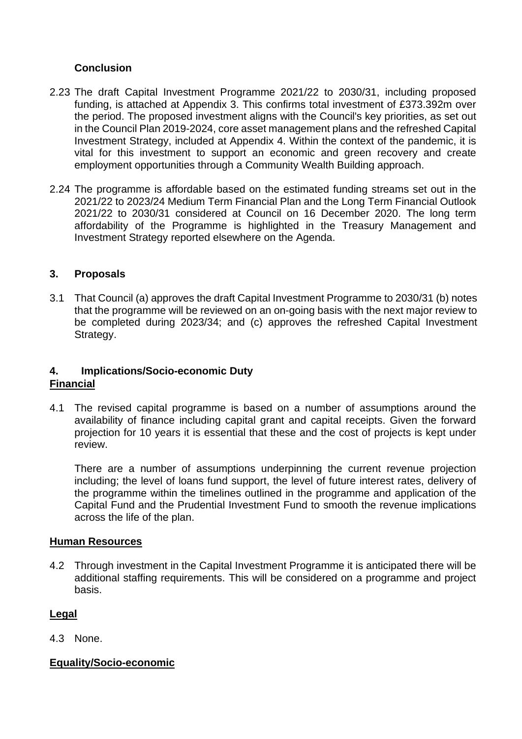### Conclusion

2.23 The draft Capital Investment Programme 2021/22 to 2030/31, including proposed funding, is attached at Appendix 3. This confirms total investment of £373.392m over the period. The proposed investment aligns with the Council's key priorities, as set out in the Council Plan 2019-2024, core asset management plans and the refreshed Capital Investment Strategy, included at Appendix 4. Within the context of the pandemic, it is vital for this investment to support an economic and green recovery and create employment opportunities through a Community Wealth Building approach.

2.24 The programme is affordable based on the estimated funding streams set out in the 2021/22 to 2023/24 Medium Term Financial Plan and the Long Term Financial Outlook 2021/22 to 2030/31 considered at Council on 16 December 2020. The long term affordability of the Programme is highlighted in the Treasury Management and Investment Strategy reported elsewhere on the Agenda.

## 3. Proposals

3.1 That Council (a) approves the draft Capital Investment Programme to 2030/31 (b) notes that the programme will be reviewed on an on-going basis with the next major review to be completed during 2023/34; and (c) approves the refreshed Capital Investment Strategy.

## 4. Implications/Socio-economic Duty

**Financial**

4.1 The revised capital programme is based on a number of assumptions around the availability of finance including capital grant and capital receipts. Given the forward projection for 10 years it is essential that these and the cost of projects is kept under review.

There are a number of assumptions underpinning the current revenue projection including; the level of loans fund support, the level of future interest rates, delivery of the programme within the timelines outlined in the programme and application of the Capital Fund and the Prudential Investment Fund to smooth the revenue implications across the life of the plan.

**Human Resources**

4.2 Through investment in the Capital Investment Programme it is anticipated there will be additional staffing requirements. This will be considered on a programme and project basis.

**Legal**

4.3 None.

**Equality/Socio-economic**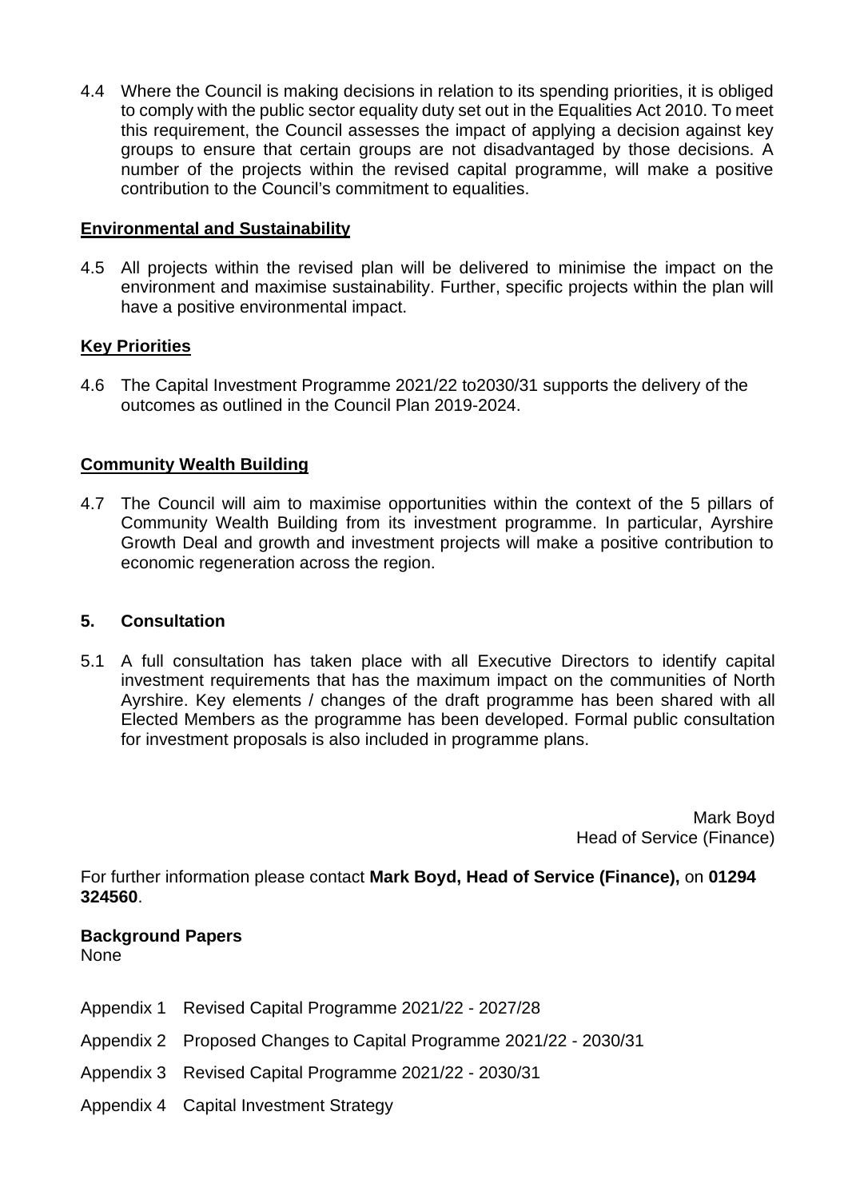4.4 Where the Council is making decisions in relation to its spending priorities, it is obliged to comply with the public sector equality duty set out in the Equalities Act 2010. To meet this requirement, the Council assesses the impact of applying a decision against key groups to ensure that certain groups are not disadvantaged by those decisions. A number of the projects within the revised capital programme, will make a positive contribution to the Council's commitment to equalities.

**Environmental and Sustainability**

4.5 All projects within the revised plan will be delivered to minimise the impact on the environment and maximise sustainability. Further, specific projects within the plan will have a positive environmental impact.

**Key Priorities**

4.6 The Capital Investment Programme 2021/22 to2030/31 supports the delivery of the outcomes as outlined in the Council Plan 2019-2024.

**Community Wealth Building**

4.7 The Council will aim to maximise opportunities within the context of the 5 pillars of Community Wealth Building from its investment programme. In particular, Ayrshire Growth Deal and growth and investment projects will make a positive contribution to economic regeneration across the region.

## 5. Consultation

5.1 A full consultation has taken place with all Executive Directors to identify capital investment requirements that has the maximum impact on the communities of North Ayrshire. Key elements / changes of the draft programme has been shared with all Elected Members as the programme has been developed. Formal public consultation for investment proposals is also included in programme plans.

Mark Boyd
Head of Service (Finance)

For further information please contact **Mark Boyd, Head of Service (Finance),** on **01294 324560**.

**Background Papers**
None

Appendix 1 Revised Capital Programme 2021/22 - 2027/28

Appendix 2 Proposed Changes to Capital Programme 2021/22 - 2030/31

Appendix 3 Revised Capital Programme 2021/22 - 2030/31

Appendix 4 Capital Investment Strategy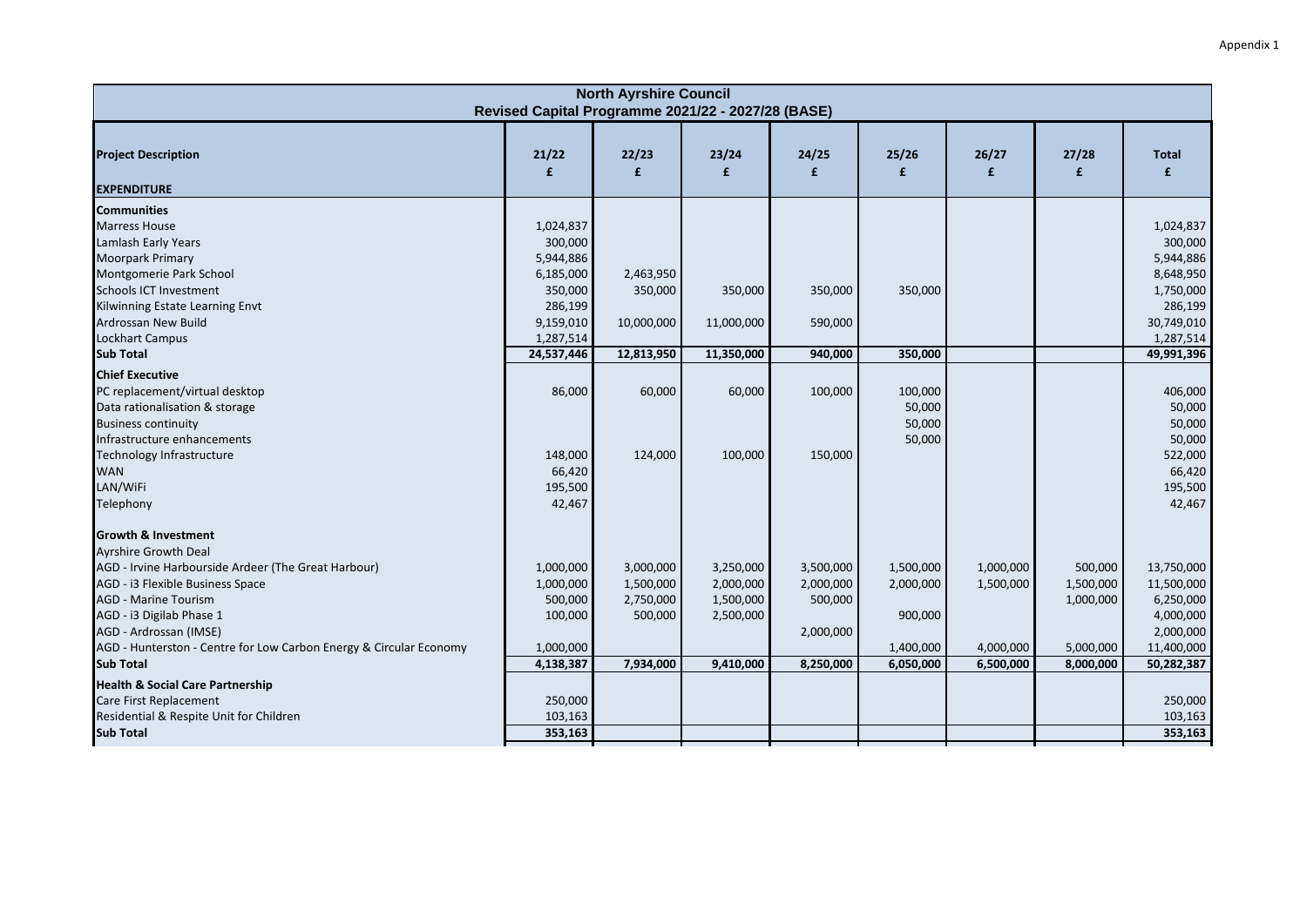Appendix 1

**North Ayrshire Council**
**Revised Capital Programme 2021/22 - 2027/28 (BASE)**

| Project Description | 21/22 £ | 22/23 £ | 23/24 £ | 24/25 £ | 25/26 £ | 26/27 £ | 27/28 £ | Total £ |
|---|---|---|---|---|---|---|---|---|
| **EXPENDITURE** | | | | | | | | |
| **Communities** | | | | | | | | |
| Marress House | 1,024,837 | | | | | | | 1,024,837 |
| Lamlash Early Years | 300,000 | | | | | | | 300,000 |
| Moorpark Primary | 5,944,886 | | | | | | | 5,944,886 |
| Montgomerie Park School | 6,185,000 | 2,463,950 | | | | | | 8,648,950 |
| Schools ICT Investment | 350,000 | 350,000 | 350,000 | 350,000 | 350,000 | | | 1,750,000 |
| Kilwinning Estate Learning Envt | 286,199 | | | | | | | 286,199 |
| Ardrossan New Build | 9,159,010 | 10,000,000 | 11,000,000 | 590,000 | | | | 30,749,010 |
| Lockhart Campus | 1,287,514 | | | | | | | 1,287,514 |
| **Sub Total** | **24,537,446** | **12,813,950** | **11,350,000** | **940,000** | **350,000** | | | **49,991,396** |
| **Chief Executive** | | | | | | | | |
| PC replacement/virtual desktop | 86,000 | 60,000 | 60,000 | 100,000 | 100,000 | | | 406,000 |
| Data rationalisation & storage | | | | | 50,000 | | | 50,000 |
| Business continuity | | | | | 50,000 | | | 50,000 |
| Infrastructure enhancements | | | | | 50,000 | | | 50,000 |
| Technology Infrastructure | 148,000 | 124,000 | 100,000 | 150,000 | | | | 522,000 |
| WAN | 66,420 | | | | | | | 66,420 |
| LAN/WiFi | 195,500 | | | | | | | 195,500 |
| Telephony | 42,467 | | | | | | | 42,467 |
| **Growth & Investment** | | | | | | | | |
| Ayrshire Growth Deal | | | | | | | | |
| AGD - Irvine Harbourside Ardeer (The Great Harbour) | 1,000,000 | 3,000,000 | 3,250,000 | 3,500,000 | 1,500,000 | 1,000,000 | 500,000 | 13,750,000 |
| AGD - i3 Flexible Business Space | 1,000,000 | 1,500,000 | 2,000,000 | 2,000,000 | 2,000,000 | 1,500,000 | 1,500,000 | 11,500,000 |
| AGD - Marine Tourism | 500,000 | 2,750,000 | 1,500,000 | 500,000 | | | 1,000,000 | 6,250,000 |
| AGD - i3 Digilab Phase 1 | 100,000 | 500,000 | 2,500,000 | | 900,000 | | | 4,000,000 |
| AGD - Ardrossan (IMSE) | | | | 2,000,000 | | | | 2,000,000 |
| AGD - Hunterston - Centre for Low Carbon Energy & Circular Economy | 1,000,000 | | | | 1,400,000 | 4,000,000 | 5,000,000 | 11,400,000 |
| **Sub Total** | **4,138,387** | **7,934,000** | **9,410,000** | **8,250,000** | **6,050,000** | **6,500,000** | **8,000,000** | **50,282,387** |
| **Health & Social Care Partnership** | | | | | | | | |
| Care First Replacement | 250,000 | | | | | | | 250,000 |
| Residential & Respite Unit for Children | 103,163 | | | | | | | 103,163 |
| **Sub Total** | **353,163** | | | | | | | **353,163** |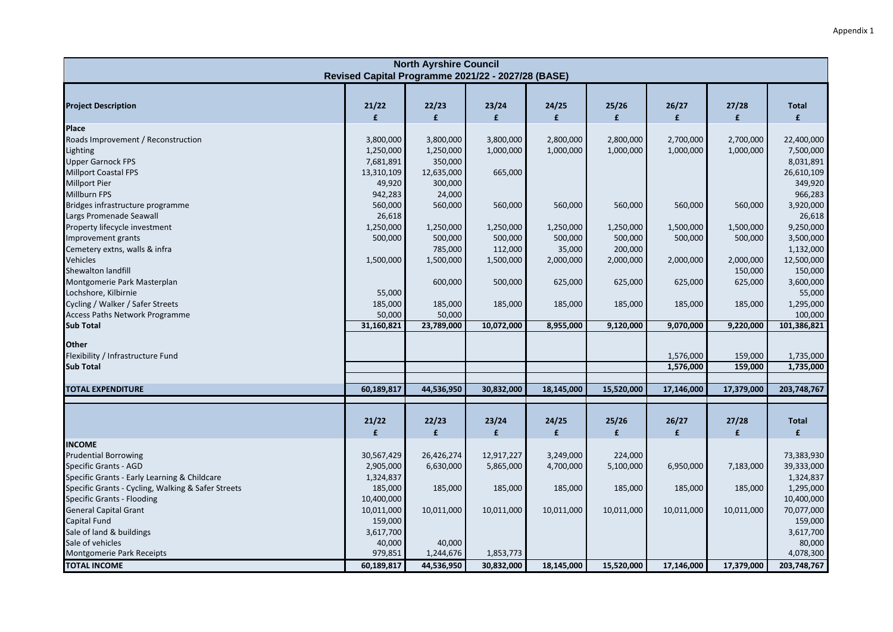Appendix 1

## North Ayrshire Council
### Revised Capital Programme 2021/22 - 2027/28 (BASE)

| Project Description | 21/22 £ | 22/23 £ | 23/24 £ | 24/25 £ | 25/26 £ | 26/27 £ | 27/28 £ | Total £ |
|---|---|---|---|---|---|---|---|---|
| **Place** | | | | | | | | |
| Roads Improvement / Reconstruction | 3,800,000 | 3,800,000 | 3,800,000 | 2,800,000 | 2,800,000 | 2,700,000 | 2,700,000 | 22,400,000 |
| Lighting | 1,250,000 | 1,250,000 | 1,000,000 | 1,000,000 | 1,000,000 | 1,000,000 | 1,000,000 | 7,500,000 |
| Upper Garnock FPS | 7,681,891 | 350,000 | | | | | | 8,031,891 |
| Millport Coastal FPS | 13,310,109 | 12,635,000 | 665,000 | | | | | 26,610,109 |
| Millport Pier | 49,920 | 300,000 | | | | | | 349,920 |
| Millburn FPS | 942,283 | 24,000 | | | | | | 966,283 |
| Bridges infrastructure programme | 560,000 | 560,000 | 560,000 | 560,000 | 560,000 | 560,000 | 560,000 | 3,920,000 |
| Largs Promenade Seawall | 26,618 | | | | | | | 26,618 |
| Property lifecycle investment | 1,250,000 | 1,250,000 | 1,250,000 | 1,250,000 | 1,250,000 | 1,500,000 | 1,500,000 | 9,250,000 |
| Improvement grants | 500,000 | 500,000 | 500,000 | 500,000 | 500,000 | 500,000 | 500,000 | 3,500,000 |
| Cemetery extns, walls & infra | | 785,000 | 112,000 | 35,000 | 200,000 | | | 1,132,000 |
| Vehicles | 1,500,000 | 1,500,000 | 1,500,000 | 2,000,000 | 2,000,000 | 2,000,000 | 2,000,000 | 12,500,000 |
| Shewalton landfill | | | | | | | 150,000 | 150,000 |
| Montgomerie Park Masterplan | | 600,000 | 500,000 | 625,000 | 625,000 | 625,000 | 625,000 | 3,600,000 |
| Lochshore, Kilbirnie | 55,000 | | | | | | | 55,000 |
| Cycling / Walker / Safer Streets | 185,000 | 185,000 | 185,000 | 185,000 | 185,000 | 185,000 | 185,000 | 1,295,000 |
| Access Paths Network Programme | 50,000 | 50,000 | | | | | | 100,000 |
| **Sub Total** | **31,160,821** | **23,789,000** | **10,072,000** | **8,955,000** | **9,120,000** | **9,070,000** | **9,220,000** | **101,386,821** |
| **Other** | | | | | | | | |
| Flexibility / Infrastructure Fund | | | | | | 1,576,000 | 159,000 | 1,735,000 |
| **Sub Total** | | | | | | **1,576,000** | **159,000** | **1,735,000** |
| **TOTAL EXPENDITURE** | **60,189,817** | **44,536,950** | **30,832,000** | **18,145,000** | **15,520,000** | **17,146,000** | **17,379,000** | **203,748,767** |

| | 21/22 £ | 22/23 £ | 23/24 £ | 24/25 £ | 25/26 £ | 26/27 £ | 27/28 £ | Total £ |
|---|---|---|---|---|---|---|---|---|
| **INCOME** | | | | | | | | |
| Prudential Borrowing | 30,567,429 | 26,426,274 | 12,917,227 | 3,249,000 | 224,000 | | | 73,383,930 |
| Specific Grants - AGD | 2,905,000 | 6,630,000 | 5,865,000 | 4,700,000 | 5,100,000 | 6,950,000 | 7,183,000 | 39,333,000 |
| Specific Grants - Early Learning & Childcare | 1,324,837 | | | | | | | 1,324,837 |
| Specific Grants - Cycling, Walking & Safer Streets | 185,000 | 185,000 | 185,000 | 185,000 | 185,000 | 185,000 | 185,000 | 1,295,000 |
| Specific Grants - Flooding | 10,400,000 | | | | | | | 10,400,000 |
| General Capital Grant | 10,011,000 | 10,011,000 | 10,011,000 | 10,011,000 | 10,011,000 | 10,011,000 | 10,011,000 | 70,077,000 |
| Capital Fund | 159,000 | | | | | | | 159,000 |
| Sale of land & buildings | 3,617,700 | | | | | | | 3,617,700 |
| Sale of vehicles | 40,000 | 40,000 | | | | | | 80,000 |
| Montgomerie Park Receipts | 979,851 | 1,244,676 | 1,853,773 | | | | | 4,078,300 |
| **TOTAL INCOME** | **60,189,817** | **44,536,950** | **30,832,000** | **18,145,000** | **15,520,000** | **17,146,000** | **17,379,000** | **203,748,767** |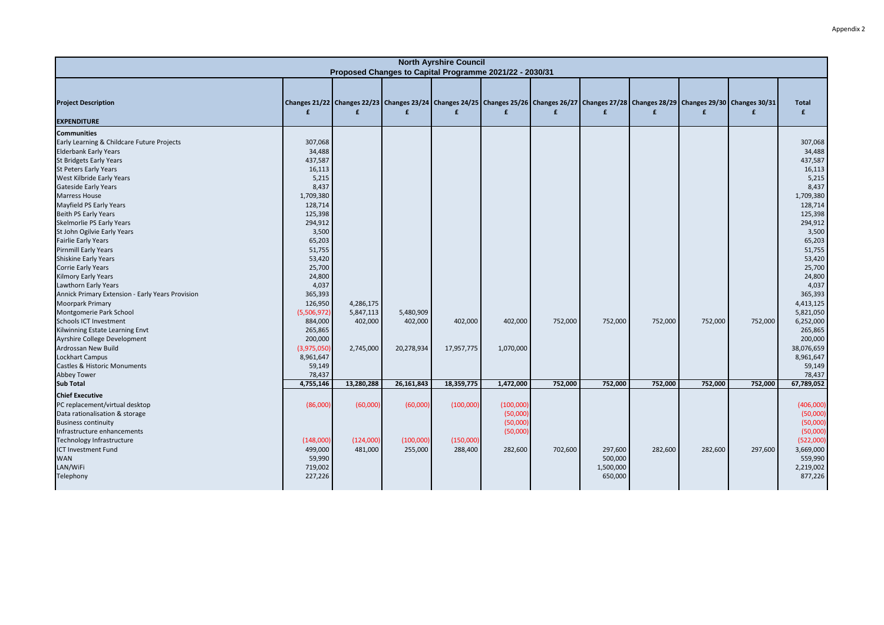Appendix 2

| North Ayrshire Council<br>Proposed Changes to Capital Programme 2021/22 - 2030/31 | | | | | | | | | | | |
|---|---|---|---|---|---|---|---|---|---|---|---|
| **Project Description** | **Changes 21/22 £** | **Changes 22/23 £** | **Changes 23/24 £** | **Changes 24/25 £** | **Changes 25/26 £** | **Changes 26/27 £** | **Changes 27/28 £** | **Changes 28/29 £** | **Changes 29/30 £** | **Changes 30/31 £** | **Total £** |
| **EXPENDITURE** | | | | | | | | | | | |
| **Communities** | | | | | | | | | | | |
| Early Learning & Childcare Future Projects | 307,068 | | | | | | | | | | 307,068 |
| Elderbank Early Years | 34,488 | | | | | | | | | | 34,488 |
| St Bridgets Early Years | 437,587 | | | | | | | | | | 437,587 |
| St Peters Early Years | 16,113 | | | | | | | | | | 16,113 |
| West Kilbride Early Years | 5,215 | | | | | | | | | | 5,215 |
| Gateside Early Years | 8,437 | | | | | | | | | | 8,437 |
| Marress House | 1,709,380 | | | | | | | | | | 1,709,380 |
| Mayfield PS Early Years | 128,714 | | | | | | | | | | 128,714 |
| Beith PS Early Years | 125,398 | | | | | | | | | | 125,398 |
| Skelmorlie PS Early Years | 294,912 | | | | | | | | | | 294,912 |
| St John Ogilvie Early Years | 3,500 | | | | | | | | | | 3,500 |
| Fairlie Early Years | 65,203 | | | | | | | | | | 65,203 |
| Pirnmill Early Years | 51,755 | | | | | | | | | | 51,755 |
| Shiskine Early Years | 53,420 | | | | | | | | | | 53,420 |
| Corrie Early Years | 25,700 | | | | | | | | | | 25,700 |
| Kilmory Early Years | 24,800 | | | | | | | | | | 24,800 |
| Lawthorn Early Years | 4,037 | | | | | | | | | | 4,037 |
| Annick Primary Extension - Early Years Provision | 365,393 | | | | | | | | | | 365,393 |
| Moorpark Primary | 126,950 | 4,286,175 | | | | | | | | | 4,413,125 |
| Montgomerie Park School | (5,506,972) | 5,847,113 | 5,480,909 | | | | | | | | 5,821,050 |
| Schools ICT Investment | 884,000 | 402,000 | 402,000 | 402,000 | 402,000 | 752,000 | 752,000 | 752,000 | 752,000 | 752,000 | 6,252,000 |
| Kilwinning Estate Learning Envt | 265,865 | | | | | | | | | | 265,865 |
| Ayrshire College Development | 200,000 | | | | | | | | | | 200,000 |
| Ardrossan New Build | (3,975,050) | 2,745,000 | 20,278,934 | 17,957,775 | 1,070,000 | | | | | | 38,076,659 |
| Lockhart Campus | 8,961,647 | | | | | | | | | | 8,961,647 |
| Castles & Historic Monuments | 59,149 | | | | | | | | | | 59,149 |
| Abbey Tower | 78,437 | | | | | | | | | | 78,437 |
| **Sub Total** | **4,755,146** | **13,280,288** | **26,161,843** | **18,359,775** | **1,472,000** | **752,000** | **752,000** | **752,000** | **752,000** | **752,000** | **67,789,052** |
| **Chief Executive** | | | | | | | | | | | |
| PC replacement/virtual desktop | (86,000) | (60,000) | (60,000) | (100,000) | (100,000) | | | | | | (406,000) |
| Data rationalisation & storage | | | | | (50,000) | | | | | | (50,000) |
| Business continuity | | | | | (50,000) | | | | | | (50,000) |
| Infrastructure enhancements | | | | | (50,000) | | | | | | (50,000) |
| Technology Infrastructure | (148,000) | (124,000) | (100,000) | (150,000) | | | | | | | (522,000) |
| ICT Investment Fund | 499,000 | 481,000 | 255,000 | 288,400 | 282,600 | 702,600 | 297,600 | 282,600 | 282,600 | 297,600 | 3,669,000 |
| WAN | 59,990 | | | | | | 500,000 | | | | 559,990 |
| LAN/WiFi | 719,002 | | | | | | 1,500,000 | | | | 2,219,002 |
| Telephony | 227,226 | | | | | | 650,000 | | | | 877,226 |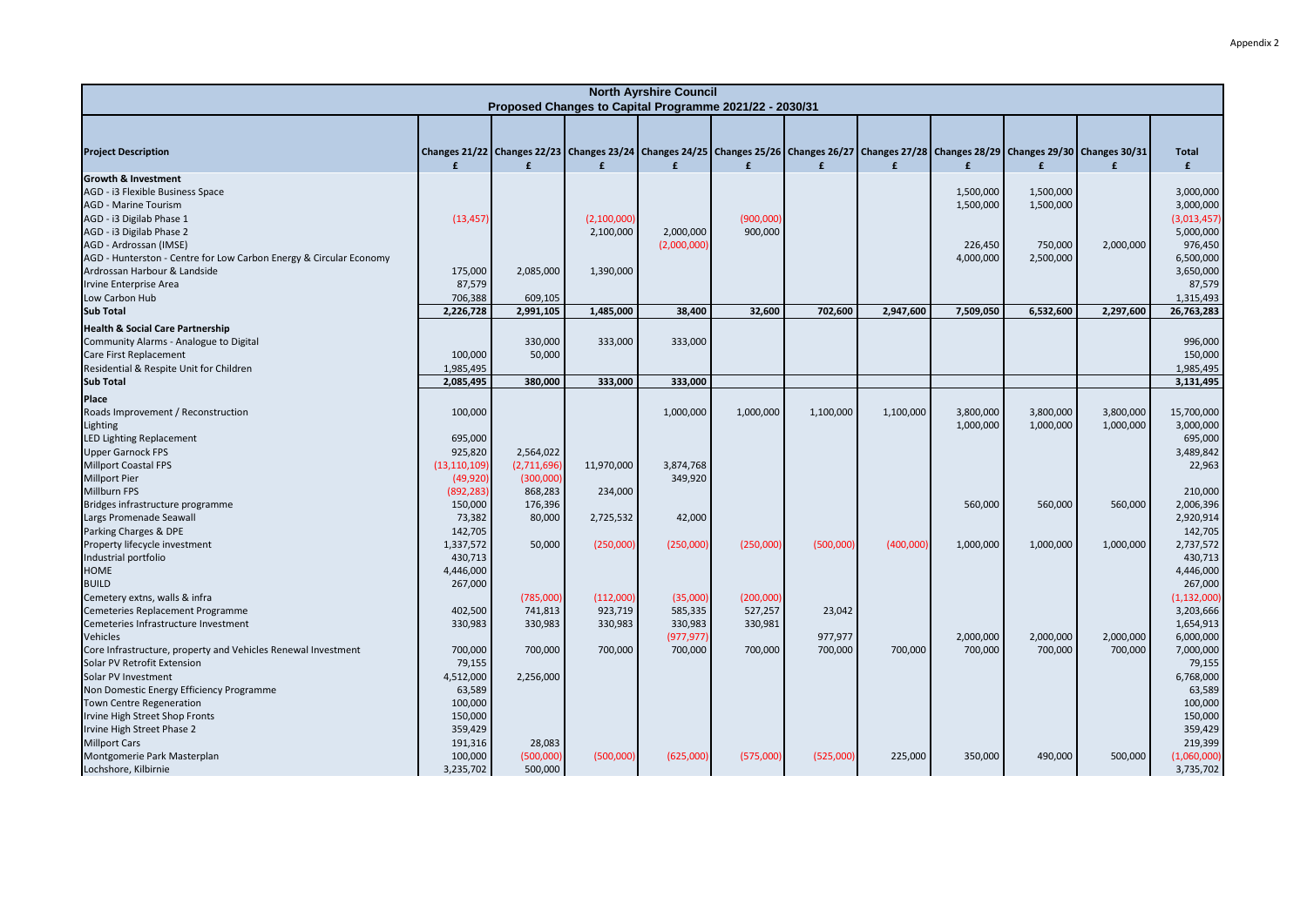Appendix 2

# North Ayrshire Council

## Proposed Changes to Capital Programme 2021/22 - 2030/31

| Project Description | Changes 21/22 £ | Changes 22/23 £ | Changes 23/24 £ | Changes 24/25 £ | Changes 25/26 £ | Changes 26/27 £ | Changes 27/28 £ | Changes 28/29 £ | Changes 29/30 £ | Changes 30/31 £ | Total £ |
|---|---|---|---|---|---|---|---|---|---|---|---|
| **Growth & Investment** | | | | | | | | | | | |
| AGD - i3 Flexible Business Space | | | | | | | | 1,500,000 | 1,500,000 | | 3,000,000 |
| AGD - Marine Tourism | | | | | | | | 1,500,000 | 1,500,000 | | 3,000,000 |
| AGD - i3 Digilab Phase 1 | (13,457) | | (2,100,000) | | (900,000) | | | | | | (3,013,457) |
| AGD - i3 Digilab Phase 2 | | | 2,100,000 | 2,000,000 | 900,000 | | | | | | 5,000,000 |
| AGD - Ardrossan (IMSE) | | | | (2,000,000) | | | | 226,450 | 750,000 | 2,000,000 | 976,450 |
| AGD - Hunterston - Centre for Low Carbon Energy & Circular Economy | | | | | | | | 4,000,000 | 2,500,000 | | 6,500,000 |
| Ardrossan Harbour & Landside | 175,000 | 2,085,000 | 1,390,000 | | | | | | | | 3,650,000 |
| Irvine Enterprise Area | 87,579 | | | | | | | | | | 87,579 |
| Low Carbon Hub | 706,388 | 609,105 | | | | | | | | | 1,315,493 |
| **Sub Total** | **2,226,728** | **2,991,105** | **1,485,000** | **38,400** | **32,600** | **702,600** | **2,947,600** | **7,509,050** | **6,532,600** | **2,297,600** | **26,763,283** |
| **Health & Social Care Partnership** | | | | | | | | | | | |
| Community Alarms - Analogue to Digital | | 330,000 | 333,000 | 333,000 | | | | | | | 996,000 |
| Care First Replacement | 100,000 | 50,000 | | | | | | | | | 150,000 |
| Residential & Respite Unit for Children | 1,985,495 | | | | | | | | | | 1,985,495 |
| **Sub Total** | **2,085,495** | **380,000** | **333,000** | **333,000** | | | | | | | **3,131,495** |
| **Place** | | | | | | | | | | | |
| Roads Improvement / Reconstruction | 100,000 | | | 1,000,000 | 1,000,000 | 1,100,000 | 1,100,000 | 3,800,000 | 3,800,000 | 3,800,000 | 15,700,000 |
| Lighting | | | | | | | | 1,000,000 | 1,000,000 | 1,000,000 | 3,000,000 |
| LED Lighting Replacement | 695,000 | | | | | | | | | | 695,000 |
| Upper Garnock FPS | 925,820 | 2,564,022 | | | | | | | | | 3,489,842 |
| Millport Coastal FPS | (13,110,109) | (2,711,696) | 11,970,000 | 3,874,768 | | | | | | | 22,963 |
| Millport Pier | (49,920) | (300,000) | | 349,920 | | | | | | | |
| Millburn FPS | (892,283) | 868,283 | 234,000 | | | | | | | | 210,000 |
| Bridges infrastructure programme | 150,000 | 176,396 | | | | | | 560,000 | 560,000 | 560,000 | 2,006,396 |
| Largs Promenade Seawall | 73,382 | 80,000 | 2,725,532 | 42,000 | | | | | | | 2,920,914 |
| Parking Charges & DPE | 142,705 | | | | | | | | | | 142,705 |
| Property lifecycle investment | 1,337,572 | 50,000 | (250,000) | (250,000) | (250,000) | (500,000) | (400,000) | 1,000,000 | 1,000,000 | 1,000,000 | 2,737,572 |
| Industrial portfolio | 430,713 | | | | | | | | | | 430,713 |
| HOME | 4,446,000 | | | | | | | | | | 4,446,000 |
| BUILD | 267,000 | | | | | | | | | | 267,000 |
| Cemetery extns, walls & infra | | (785,000) | (112,000) | (35,000) | (200,000) | | | | | | (1,132,000) |
| Cemeteries Replacement Programme | 402,500 | 741,813 | 923,719 | 585,335 | 527,257 | 23,042 | | | | | 3,203,666 |
| Cemeteries Infrastructure Investment | 330,983 | 330,983 | 330,983 | 330,983 | 330,981 | | | | | | 1,654,913 |
| Vehicles | | | | (977,977) | | 977,977 | | 2,000,000 | 2,000,000 | 2,000,000 | 6,000,000 |
| Core Infrastructure, property and Vehicles Renewal Investment | 700,000 | 700,000 | 700,000 | 700,000 | 700,000 | 700,000 | 700,000 | 700,000 | 700,000 | 700,000 | 7,000,000 |
| Solar PV Retrofit Extension | 79,155 | | | | | | | | | | 79,155 |
| Solar PV Investment | 4,512,000 | 2,256,000 | | | | | | | | | 6,768,000 |
| Non Domestic Energy Efficiency Programme | 63,589 | | | | | | | | | | 63,589 |
| Town Centre Regeneration | 100,000 | | | | | | | | | | 100,000 |
| Irvine High Street Shop Fronts | 150,000 | | | | | | | | | | 150,000 |
| Irvine High Street Phase 2 | 359,429 | | | | | | | | | | 359,429 |
| Millport Cars | 191,316 | 28,083 | | | | | | | | | 219,399 |
| Montgomerie Park Masterplan | 100,000 | (500,000) | (500,000) | (625,000) | (575,000) | (525,000) | 225,000 | 350,000 | 490,000 | 500,000 | (1,060,000) |
| Lochshore, Kilbirnie | 3,235,702 | 500,000 | | | | | | | | | 3,735,702 |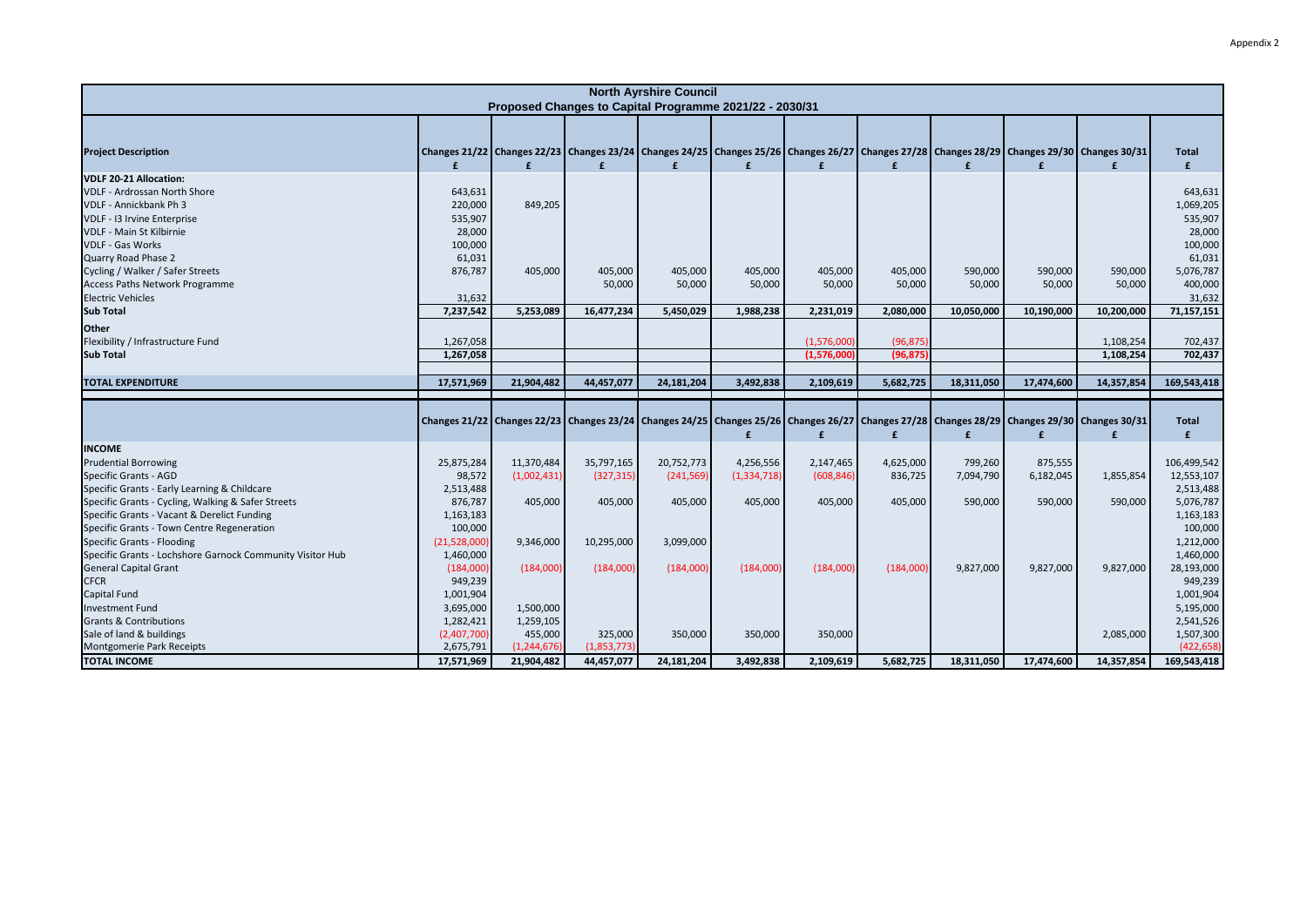Appendix 2

## North Ayrshire Council
### Proposed Changes to Capital Programme 2021/22 - 2030/31

| Project Description | Changes 21/22 £ | Changes 22/23 £ | Changes 23/24 £ | Changes 24/25 £ | Changes 25/26 £ | Changes 26/27 £ | Changes 27/28 £ | Changes 28/29 £ | Changes 29/30 £ | Changes 30/31 £ | Total £ |
|---|---|---|---|---|---|---|---|---|---|---|---|
| **VDLF 20-21 Allocation:** | | | | | | | | | | | |
| VDLF - Ardrossan North Shore | 643,631 | | | | | | | | | | 643,631 |
| VDLF - Annickbank Ph 3 | 220,000 | 849,205 | | | | | | | | | 1,069,205 |
| VDLF - I3 Irvine Enterprise | 535,907 | | | | | | | | | | 535,907 |
| VDLF - Main St Kilbirnie | 28,000 | | | | | | | | | | 28,000 |
| VDLF - Gas Works | 100,000 | | | | | | | | | | 100,000 |
| Quarry Road Phase 2 | 61,031 | | | | | | | | | | 61,031 |
| Cycling / Walker / Safer Streets | 876,787 | 405,000 | 405,000 | 405,000 | 405,000 | 405,000 | 405,000 | 590,000 | 590,000 | 590,000 | 5,076,787 |
| Access Paths Network Programme | | | 50,000 | 50,000 | 50,000 | 50,000 | 50,000 | 50,000 | 50,000 | 50,000 | 400,000 |
| Electric Vehicles | 31,632 | | | | | | | | | | 31,632 |
| **Sub Total** | **7,237,542** | **5,253,089** | **16,477,234** | **5,450,029** | **1,988,238** | **2,231,019** | **2,080,000** | **10,050,000** | **10,190,000** | **10,200,000** | **71,157,151** |
| **Other** | | | | | | | | | | | |
| Flexibility / Infrastructure Fund | 1,267,058 | | | | | (1,576,000) | (96,875) | | | 1,108,254 | 702,437 |
| **Sub Total** | **1,267,058** | | | | | **(1,576,000)** | **(96,875)** | | | **1,108,254** | **702,437** |
| **TOTAL EXPENDITURE** | **17,571,969** | **21,904,482** | **44,457,077** | **24,181,204** | **3,492,838** | **2,109,619** | **5,682,725** | **18,311,050** | **17,474,600** | **14,357,854** | **169,543,418** |

| | Changes 21/22 | Changes 22/23 | Changes 23/24 | Changes 24/25 | Changes 25/26 £ | Changes 26/27 £ | Changes 27/28 £ | Changes 28/29 £ | Changes 29/30 £ | Changes 30/31 £ | Total £ |
|---|---|---|---|---|---|---|---|---|---|---|---|
| **INCOME** | | | | | | | | | | | |
| Prudential Borrowing | 25,875,284 | 11,370,484 | 35,797,165 | 20,752,773 | 4,256,556 | 2,147,465 | 4,625,000 | 799,260 | 875,555 | | 106,499,542 |
| Specific Grants - AGD | 98,572 | (1,002,431) | (327,315) | (241,569) | (1,334,718) | (608,846) | 836,725 | 7,094,790 | 6,182,045 | 1,855,854 | 12,553,107 |
| Specific Grants - Early Learning & Childcare | 2,513,488 | | | | | | | | | | 2,513,488 |
| Specific Grants - Cycling, Walking & Safer Streets | 876,787 | 405,000 | 405,000 | 405,000 | 405,000 | 405,000 | 405,000 | 590,000 | 590,000 | 590,000 | 5,076,787 |
| Specific Grants - Vacant & Derelict Funding | 1,163,183 | | | | | | | | | | 1,163,183 |
| Specific Grants - Town Centre Regeneration | 100,000 | | | | | | | | | | 100,000 |
| Specific Grants - Flooding | (21,528,000) | 9,346,000 | 10,295,000 | 3,099,000 | | | | | | | 1,212,000 |
| Specific Grants - Lochshore Garnock Community Visitor Hub | 1,460,000 | | | | | | | | | | 1,460,000 |
| General Capital Grant | (184,000) | (184,000) | (184,000) | (184,000) | (184,000) | (184,000) | (184,000) | 9,827,000 | 9,827,000 | 9,827,000 | 28,193,000 |
| CFCR | 949,239 | | | | | | | | | | 949,239 |
| Capital Fund | 1,001,904 | | | | | | | | | | 1,001,904 |
| Investment Fund | 3,695,000 | 1,500,000 | | | | | | | | | 5,195,000 |
| Grants & Contributions | 1,282,421 | 1,259,105 | | | | | | | | | 2,541,526 |
| Sale of land & buildings | (2,407,700) | 455,000 | 325,000 | 350,000 | 350,000 | 350,000 | | | | 2,085,000 | 1,507,300 |
| Montgomerie Park Receipts | 2,675,791 | (1,244,676) | (1,853,773) | | | | | | | | (422,658) |
| **TOTAL INCOME** | **17,571,969** | **21,904,482** | **44,457,077** | **24,181,204** | **3,492,838** | **2,109,619** | **5,682,725** | **18,311,050** | **17,474,600** | **14,357,854** | **169,543,418** |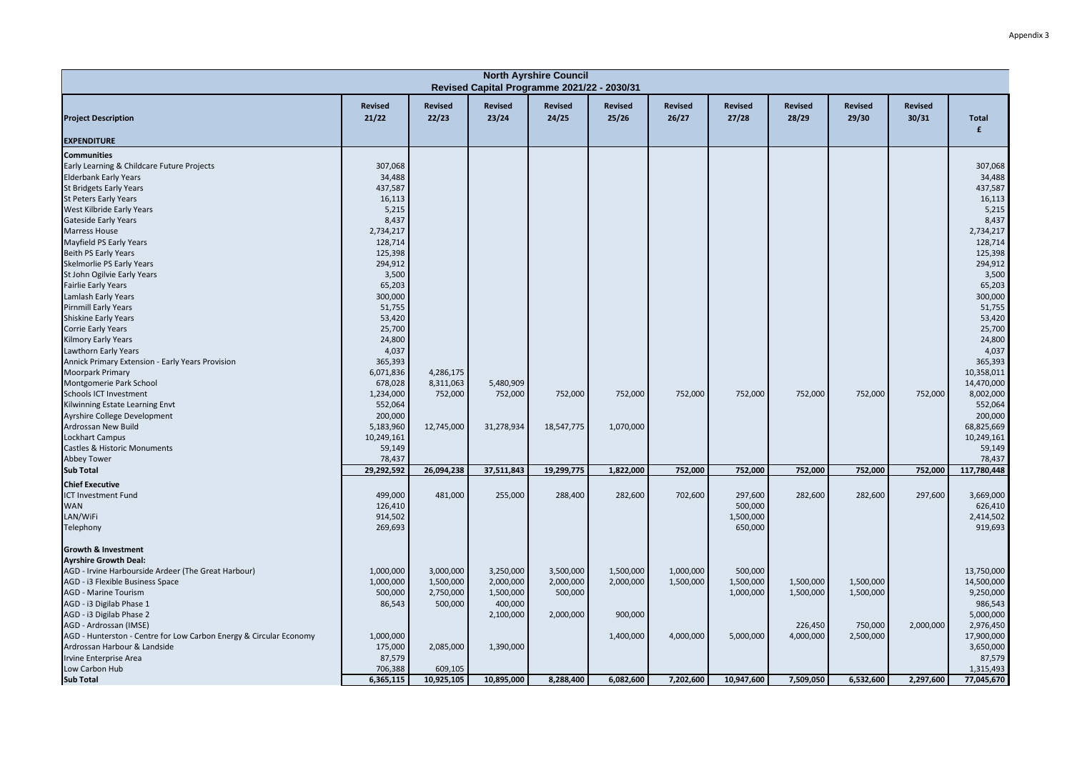Appendix 3

| North Ayrshire Council<br>Revised Capital Programme 2021/22 - 2030/31 | | | | | | | | | | | |
|---|---|---|---|---|---|---|---|---|---|---|---|
| **Project Description** | **Revised 21/22** | **Revised 22/23** | **Revised 23/24** | **Revised 24/25** | **Revised 25/26** | **Revised 26/27** | **Revised 27/28** | **Revised 28/29** | **Revised 29/30** | **Revised 30/31** | **Total £** |
| **EXPENDITURE** | | | | | | | | | | | |
| **Communities** | | | | | | | | | | | |
| Early Learning & Childcare Future Projects | 307,068 | | | | | | | | | | 307,068 |
| Elderbank Early Years | 34,488 | | | | | | | | | | 34,488 |
| St Bridgets Early Years | 437,587 | | | | | | | | | | 437,587 |
| St Peters Early Years | 16,113 | | | | | | | | | | 16,113 |
| West Kilbride Early Years | 5,215 | | | | | | | | | | 5,215 |
| Gateside Early Years | 8,437 | | | | | | | | | | 8,437 |
| Marress House | 2,734,217 | | | | | | | | | | 2,734,217 |
| Mayfield PS Early Years | 128,714 | | | | | | | | | | 128,714 |
| Beith PS Early Years | 125,398 | | | | | | | | | | 125,398 |
| Skelmorlie PS Early Years | 294,912 | | | | | | | | | | 294,912 |
| St John Ogilvie Early Years | 3,500 | | | | | | | | | | 3,500 |
| Fairlie Early Years | 65,203 | | | | | | | | | | 65,203 |
| Lamlash Early Years | 300,000 | | | | | | | | | | 300,000 |
| Pirnmill Early Years | 51,755 | | | | | | | | | | 51,755 |
| Shiskine Early Years | 53,420 | | | | | | | | | | 53,420 |
| Corrie Early Years | 25,700 | | | | | | | | | | 25,700 |
| Kilmory Early Years | 24,800 | | | | | | | | | | 24,800 |
| Lawthorn Early Years | 4,037 | | | | | | | | | | 4,037 |
| Annick Primary Extension - Early Years Provision | 365,393 | | | | | | | | | | 365,393 |
| Moorpark Primary | 6,071,836 | 4,286,175 | | | | | | | | | 10,358,011 |
| Montgomerie Park School | 678,028 | 8,311,063 | 5,480,909 | | | | | | | | 14,470,000 |
| Schools ICT Investment | 1,234,000 | 752,000 | 752,000 | 752,000 | 752,000 | 752,000 | 752,000 | 752,000 | 752,000 | 752,000 | 8,002,000 |
| Kilwinning Estate Learning Envt | 552,064 | | | | | | | | | | 552,064 |
| Ayrshire College Development | 200,000 | | | | | | | | | | 200,000 |
| Ardrossan New Build | 5,183,960 | 12,745,000 | 31,278,934 | 18,547,775 | 1,070,000 | | | | | | 68,825,669 |
| Lockhart Campus | 10,249,161 | | | | | | | | | | 10,249,161 |
| Castles & Historic Monuments | 59,149 | | | | | | | | | | 59,149 |
| Abbey Tower | 78,437 | | | | | | | | | | 78,437 |
| **Sub Total** | **29,292,592** | **26,094,238** | **37,511,843** | **19,299,775** | **1,822,000** | **752,000** | **752,000** | **752,000** | **752,000** | **752,000** | **117,780,448** |
| **Chief Executive** | | | | | | | | | | | |
| ICT Investment Fund | 499,000 | 481,000 | 255,000 | 288,400 | 282,600 | 702,600 | 297,600 | 282,600 | 282,600 | 297,600 | 3,669,000 |
| WAN | 126,410 | | | | | | 500,000 | | | | 626,410 |
| LAN/WiFi | 914,502 | | | | | | 1,500,000 | | | | 2,414,502 |
| Telephony | 269,693 | | | | | | 650,000 | | | | 919,693 |
| **Growth & Investment** | | | | | | | | | | | |
| **Ayrshire Growth Deal:** | | | | | | | | | | | |
| AGD - Irvine Harbourside Ardeer (The Great Harbour) | 1,000,000 | 3,000,000 | 3,250,000 | 3,500,000 | 1,500,000 | 1,000,000 | 500,000 | | | | 13,750,000 |
| AGD - i3 Flexible Business Space | 1,000,000 | 1,500,000 | 2,000,000 | 2,000,000 | 2,000,000 | 1,500,000 | 1,500,000 | 1,500,000 | 1,500,000 | | 14,500,000 |
| AGD - Marine Tourism | 500,000 | 2,750,000 | 1,500,000 | 500,000 | | | 1,000,000 | 1,500,000 | 1,500,000 | | 9,250,000 |
| AGD - i3 Digilab Phase 1 | 86,543 | 500,000 | 400,000 | | | | | | | | 986,543 |
| AGD - i3 Digilab Phase 2 | | | 2,100,000 | 2,000,000 | 900,000 | | | | | | 5,000,000 |
| AGD - Ardrossan (IMSE) | | | | | | | | 226,450 | 750,000 | 2,000,000 | 2,976,450 |
| AGD - Hunterston - Centre for Low Carbon Energy & Circular Economy | 1,000,000 | | | | 1,400,000 | 4,000,000 | 5,000,000 | 4,000,000 | 2,500,000 | | 17,900,000 |
| Ardrossan Harbour & Landside | 175,000 | 2,085,000 | 1,390,000 | | | | | | | | 3,650,000 |
| Irvine Enterprise Area | 87,579 | | | | | | | | | | 87,579 |
| Low Carbon Hub | 706,388 | 609,105 | | | | | | | | | 1,315,493 |
| **Sub Total** | **6,365,115** | **10,925,105** | **10,895,000** | **8,288,400** | **6,082,600** | **7,202,600** | **10,947,600** | **7,509,050** | **6,532,600** | **2,297,600** | **77,045,670** |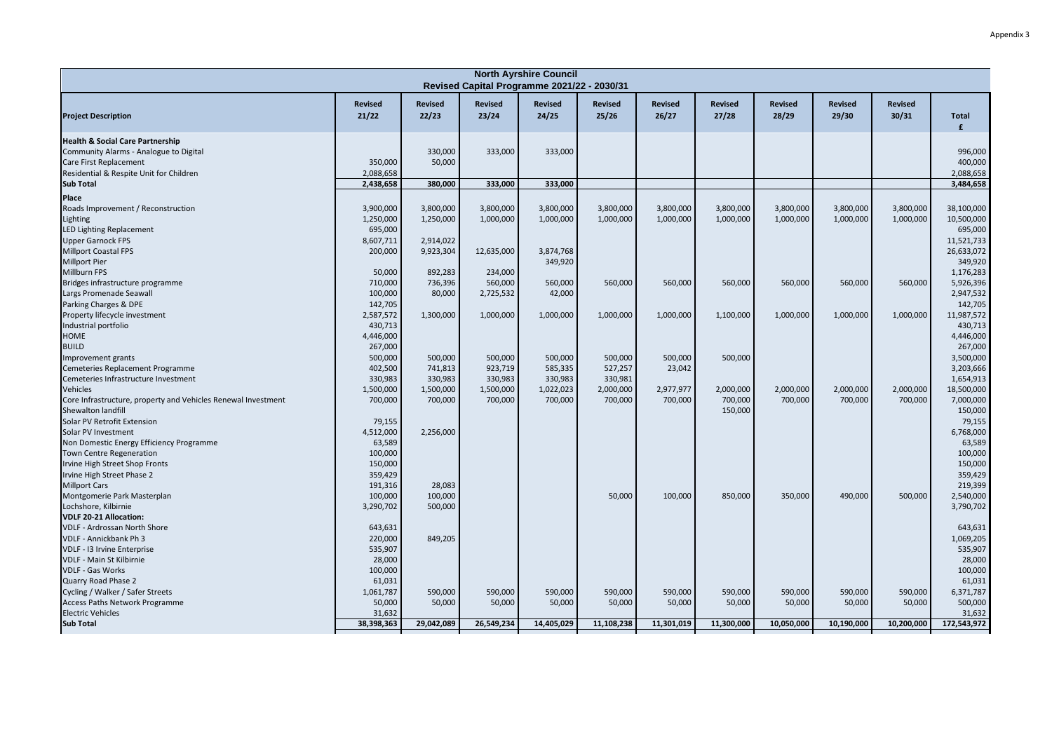Appendix 3

| North Ayrshire Council<br>Revised Capital Programme 2021/22 - 2030/31 | | | | | | | | | | | |
|---|---|---|---|---|---|---|---|---|---|---|---|
| **Project Description** | **Revised 21/22** | **Revised 22/23** | **Revised 23/24** | **Revised 24/25** | **Revised 25/26** | **Revised 26/27** | **Revised 27/28** | **Revised 28/29** | **Revised 29/30** | **Revised 30/31** | **Total £** |
| **Health & Social Care Partnership** | | | | | | | | | | | |
| Community Alarms - Analogue to Digital | | 330,000 | 333,000 | 333,000 | | | | | | | 996,000 |
| Care First Replacement | 350,000 | 50,000 | | | | | | | | | 400,000 |
| Residential & Respite Unit for Children | 2,088,658 | | | | | | | | | | 2,088,658 |
| **Sub Total** | **2,438,658** | **380,000** | **333,000** | **333,000** | | | | | | | **3,484,658** |
| **Place** | | | | | | | | | | | |
| Roads Improvement / Reconstruction | 3,900,000 | 3,800,000 | 3,800,000 | 3,800,000 | 3,800,000 | 3,800,000 | 3,800,000 | 3,800,000 | 3,800,000 | 3,800,000 | 38,100,000 |
| Lighting | 1,250,000 | 1,250,000 | 1,000,000 | 1,000,000 | 1,000,000 | 1,000,000 | 1,000,000 | 1,000,000 | 1,000,000 | 1,000,000 | 10,500,000 |
| LED Lighting Replacement | 695,000 | | | | | | | | | | 695,000 |
| Upper Garnock FPS | 8,607,711 | 2,914,022 | | | | | | | | | 11,521,733 |
| Millport Coastal FPS | 200,000 | 9,923,304 | 12,635,000 | 3,874,768 | | | | | | | 26,633,072 |
| Millport Pier | | | | 349,920 | | | | | | | 349,920 |
| Millburn FPS | 50,000 | 892,283 | 234,000 | | | | | | | | 1,176,283 |
| Bridges infrastructure programme | 710,000 | 736,396 | 560,000 | 560,000 | 560,000 | 560,000 | 560,000 | 560,000 | 560,000 | 560,000 | 5,926,396 |
| Largs Promenade Seawall | 100,000 | 80,000 | 2,725,532 | 42,000 | | | | | | | 2,947,532 |
| Parking Charges & DPE | 142,705 | | | | | | | | | | 142,705 |
| Property lifecycle investment | 2,587,572 | 1,300,000 | 1,000,000 | 1,000,000 | 1,000,000 | 1,000,000 | 1,100,000 | 1,000,000 | 1,000,000 | 1,000,000 | 11,987,572 |
| Industrial portfolio | 430,713 | | | | | | | | | | 430,713 |
| HOME | 4,446,000 | | | | | | | | | | 4,446,000 |
| BUILD | 267,000 | | | | | | | | | | 267,000 |
| Improvement grants | 500,000 | 500,000 | 500,000 | 500,000 | 500,000 | 500,000 | 500,000 | | | | 3,500,000 |
| Cemeteries Replacement Programme | 402,500 | 741,813 | 923,719 | 585,335 | 527,257 | 23,042 | | | | | 3,203,666 |
| Cemeteries Infrastructure Investment | 330,983 | 330,983 | 330,983 | 330,983 | 330,981 | | | | | | 1,654,913 |
| Vehicles | 1,500,000 | 1,500,000 | 1,500,000 | 1,022,023 | 2,000,000 | 2,977,977 | 2,000,000 | 2,000,000 | 2,000,000 | 2,000,000 | 18,500,000 |
| Core Infrastructure, property and Vehicles Renewal Investment | 700,000 | 700,000 | 700,000 | 700,000 | 700,000 | 700,000 | 700,000 | 700,000 | 700,000 | 700,000 | 7,000,000 |
| Shewalton landfill | | | | | | | 150,000 | | | | 150,000 |
| Solar PV Retrofit Extension | 79,155 | | | | | | | | | | 79,155 |
| Solar PV Investment | 4,512,000 | 2,256,000 | | | | | | | | | 6,768,000 |
| Non Domestic Energy Efficiency Programme | 63,589 | | | | | | | | | | 63,589 |
| Town Centre Regeneration | 100,000 | | | | | | | | | | 100,000 |
| Irvine High Street Shop Fronts | 150,000 | | | | | | | | | | 150,000 |
| Irvine High Street Phase 2 | 359,429 | | | | | | | | | | 359,429 |
| Millport Cars | 191,316 | 28,083 | | | | | | | | | 219,399 |
| Montgomerie Park Masterplan | 100,000 | 100,000 | | | 50,000 | 100,000 | 850,000 | 350,000 | 490,000 | 500,000 | 2,540,000 |
| Lochshore, Kilbirnie | 3,290,702 | 500,000 | | | | | | | | | 3,790,702 |
| **VDLF 20-21 Allocation:** | | | | | | | | | | | |
| VDLF - Ardrossan North Shore | 643,631 | | | | | | | | | | 643,631 |
| VDLF - Annickbank Ph 3 | 220,000 | 849,205 | | | | | | | | | 1,069,205 |
| VDLF - I3 Irvine Enterprise | 535,907 | | | | | | | | | | 535,907 |
| VDLF - Main St Kilbirnie | 28,000 | | | | | | | | | | 28,000 |
| VDLF - Gas Works | 100,000 | | | | | | | | | | 100,000 |
| Quarry Road Phase 2 | 61,031 | | | | | | | | | | 61,031 |
| Cycling / Walker / Safer Streets | 1,061,787 | 590,000 | 590,000 | 590,000 | 590,000 | 590,000 | 590,000 | 590,000 | 590,000 | 590,000 | 6,371,787 |
| Access Paths Network Programme | 50,000 | 50,000 | 50,000 | 50,000 | 50,000 | 50,000 | 50,000 | 50,000 | 50,000 | 50,000 | 500,000 |
| Electric Vehicles | 31,632 | | | | | | | | | | 31,632 |
| **Sub Total** | **38,398,363** | **29,042,089** | **26,549,234** | **14,405,029** | **11,108,238** | **11,301,019** | **11,300,000** | **10,050,000** | **10,190,000** | **10,200,000** | **172,543,972** |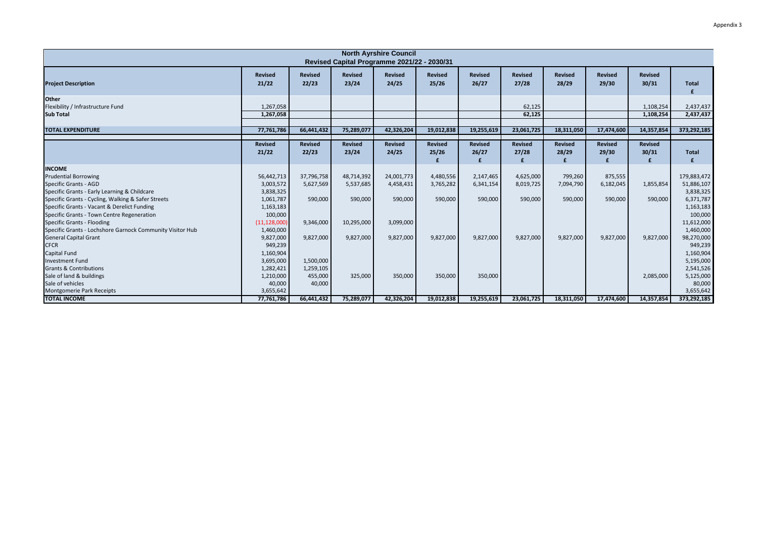Appendix 3

| North Ayrshire Council<br>Revised Capital Programme 2021/22 - 2030/31 | | | | | | | | | | | |
|---|---|---|---|---|---|---|---|---|---|---|---|
| **Project Description** | **Revised 21/22** | **Revised 22/23** | **Revised 23/24** | **Revised 24/25** | **Revised 25/26** | **Revised 26/27** | **Revised 27/28** | **Revised 28/29** | **Revised 29/30** | **Revised 30/31** | **Total £** |
| **Other** | | | | | | | | | | | |
| Flexibility / Infrastructure Fund | 1,267,058 | | | | | | 62,125 | | | 1,108,254 | 2,437,437 |
| **Sub Total** | **1,267,058** | | | | | | **62,125** | | | **1,108,254** | **2,437,437** |
| | | | | | | | | | | | |
| **TOTAL EXPENDITURE** | **77,761,786** | **66,441,432** | **75,289,077** | **42,326,204** | **19,012,838** | **19,255,619** | **23,061,725** | **18,311,050** | **17,474,600** | **14,357,854** | **373,292,185** |
| | **Revised 21/22** | **Revised 22/23** | **Revised 23/24** | **Revised 24/25** | **Revised 25/26 £** | **Revised 26/27 £** | **Revised 27/28 £** | **Revised 28/29 £** | **Revised 29/30 £** | **Revised 30/31 £** | **Total £** |
| **INCOME** | | | | | | | | | | | |
| Prudential Borrowing | 56,442,713 | 37,796,758 | 48,714,392 | 24,001,773 | 4,480,556 | 2,147,465 | 4,625,000 | 799,260 | 875,555 | | 179,883,472 |
| Specific Grants - AGD | 3,003,572 | 5,627,569 | 5,537,685 | 4,458,431 | 3,765,282 | 6,341,154 | 8,019,725 | 7,094,790 | 6,182,045 | 1,855,854 | 51,886,107 |
| Specific Grants - Early Learning & Childcare | 3,838,325 | | | | | | | | | | 3,838,325 |
| Specific Grants - Cycling, Walking & Safer Streets | 1,061,787 | 590,000 | 590,000 | 590,000 | 590,000 | 590,000 | 590,000 | 590,000 | 590,000 | 590,000 | 6,371,787 |
| Specific Grants - Vacant & Derelict Funding | 1,163,183 | | | | | | | | | | 1,163,183 |
| Specific Grants - Town Centre Regeneration | 100,000 | | | | | | | | | | 100,000 |
| Specific Grants - Flooding | (11,128,000) | 9,346,000 | 10,295,000 | 3,099,000 | | | | | | | 11,612,000 |
| Specific Grants - Lochshore Garnock Community Visitor Hub | 1,460,000 | | | | | | | | | | 1,460,000 |
| General Capital Grant | 9,827,000 | 9,827,000 | 9,827,000 | 9,827,000 | 9,827,000 | 9,827,000 | 9,827,000 | 9,827,000 | 9,827,000 | 9,827,000 | 98,270,000 |
| CFCR | 949,239 | | | | | | | | | | 949,239 |
| Capital Fund | 1,160,904 | | | | | | | | | | 1,160,904 |
| Investment Fund | 3,695,000 | 1,500,000 | | | | | | | | | 5,195,000 |
| Grants & Contributions | 1,282,421 | 1,259,105 | | | | | | | | | 2,541,526 |
| Sale of land & buildings | 1,210,000 | 455,000 | 325,000 | 350,000 | 350,000 | 350,000 | | | | 2,085,000 | 5,125,000 |
| Sale of vehicles | 40,000 | 40,000 | | | | | | | | | 80,000 |
| Montgomerie Park Receipts | 3,655,642 | | | | | | | | | | 3,655,642 |
| **TOTAL INCOME** | **77,761,786** | **66,441,432** | **75,289,077** | **42,326,204** | **19,012,838** | **19,255,619** | **23,061,725** | **18,311,050** | **17,474,600** | **14,357,854** | **373,292,185** |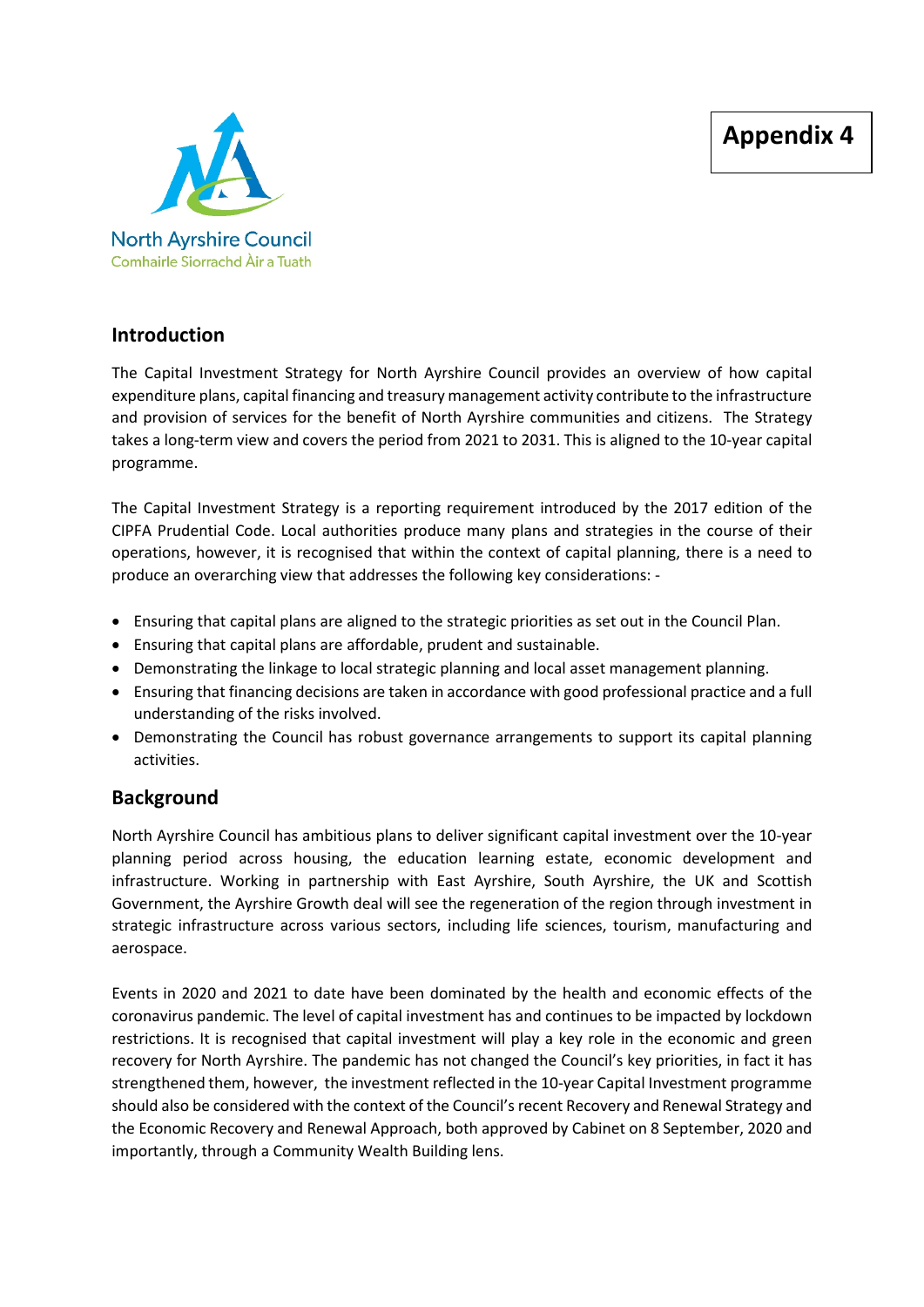**Appendix 4**

North Ayrshire Council
Comhairle Siorrachd Àir a Tuath

## Introduction

The Capital Investment Strategy for North Ayrshire Council provides an overview of how capital expenditure plans, capital financing and treasury management activity contribute to the infrastructure and provision of services for the benefit of North Ayrshire communities and citizens. The Strategy takes a long-term view and covers the period from 2021 to 2031. This is aligned to the 10-year capital programme.

The Capital Investment Strategy is a reporting requirement introduced by the 2017 edition of the CIPFA Prudential Code. Local authorities produce many plans and strategies in the course of their operations, however, it is recognised that within the context of capital planning, there is a need to produce an overarching view that addresses the following key considerations: -

- Ensuring that capital plans are aligned to the strategic priorities as set out in the Council Plan.
- Ensuring that capital plans are affordable, prudent and sustainable.
- Demonstrating the linkage to local strategic planning and local asset management planning.
- Ensuring that financing decisions are taken in accordance with good professional practice and a full understanding of the risks involved.
- Demonstrating the Council has robust governance arrangements to support its capital planning activities.

## Background

North Ayrshire Council has ambitious plans to deliver significant capital investment over the 10-year planning period across housing, the education learning estate, economic development and infrastructure. Working in partnership with East Ayrshire, South Ayrshire, the UK and Scottish Government, the Ayrshire Growth deal will see the regeneration of the region through investment in strategic infrastructure across various sectors, including life sciences, tourism, manufacturing and aerospace.

Events in 2020 and 2021 to date have been dominated by the health and economic effects of the coronavirus pandemic. The level of capital investment has and continues to be impacted by lockdown restrictions. It is recognised that capital investment will play a key role in the economic and green recovery for North Ayrshire. The pandemic has not changed the Council's key priorities, in fact it has strengthened them, however, the investment reflected in the 10-year Capital Investment programme should also be considered with the context of the Council's recent Recovery and Renewal Strategy and the Economic Recovery and Renewal Approach, both approved by Cabinet on 8 September, 2020 and importantly, through a Community Wealth Building lens.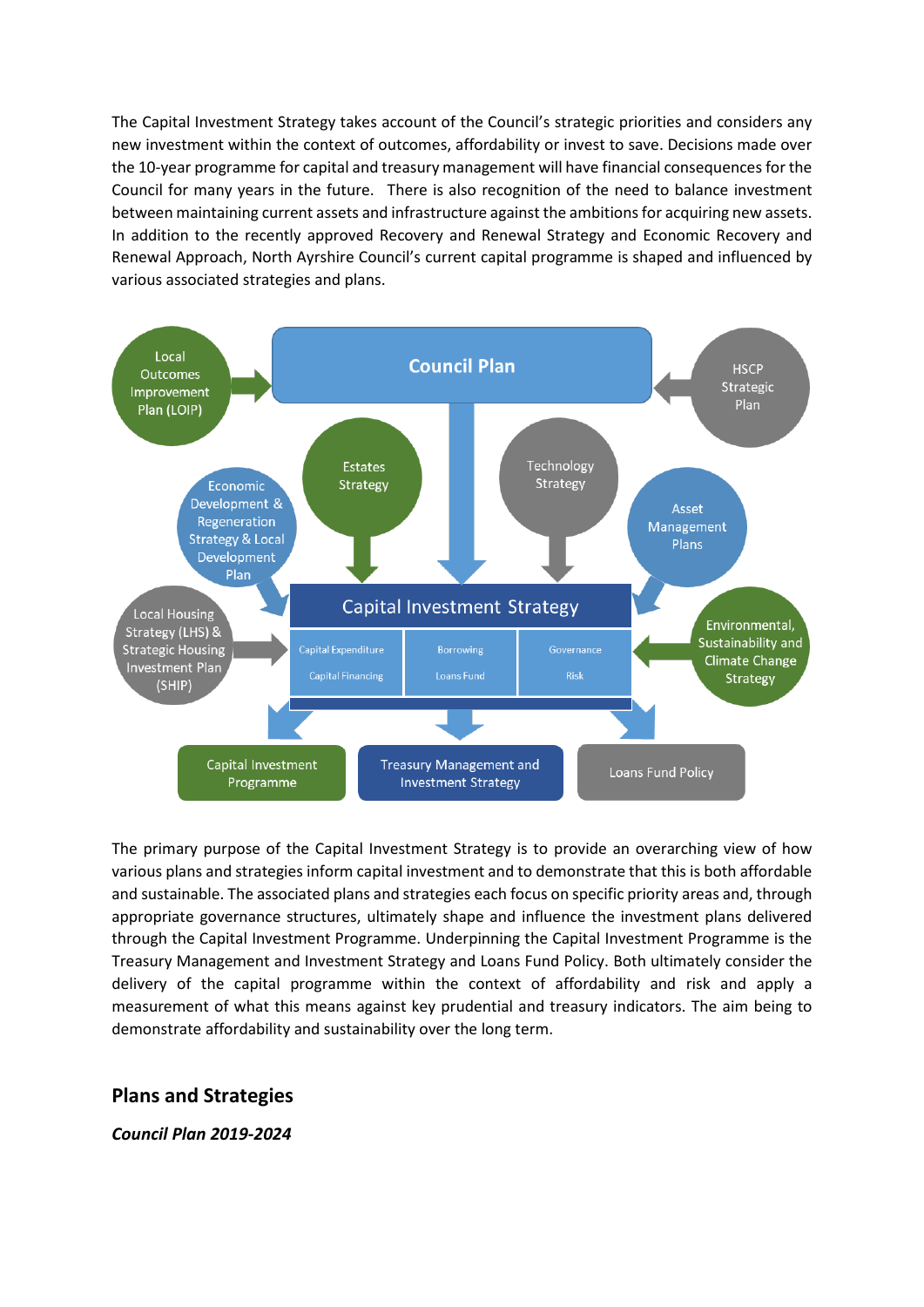The Capital Investment Strategy takes account of the Council's strategic priorities and considers any new investment within the context of outcomes, affordability or invest to save. Decisions made over the 10-year programme for capital and treasury management will have financial consequences for the Council for many years in the future. There is also recognition of the need to balance investment between maintaining current assets and infrastructure against the ambitions for acquiring new assets. In addition to the recently approved Recovery and Renewal Strategy and Economic Recovery and Renewal Approach, North Ayrshire Council's current capital programme is shaped and influenced by various associated strategies and plans.

The primary purpose of the Capital Investment Strategy is to provide an overarching view of how various plans and strategies inform capital investment and to demonstrate that this is both affordable and sustainable. The associated plans and strategies each focus on specific priority areas and, through appropriate governance structures, ultimately shape and influence the investment plans delivered through the Capital Investment Programme. Underpinning the Capital Investment Programme is the Treasury Management and Investment Strategy and Loans Fund Policy. Both ultimately consider the delivery of the capital programme within the context of affordability and risk and apply a measurement of what this means against key prudential and treasury indicators. The aim being to demonstrate affordability and sustainability over the long term.

## Plans and Strategies

***Council Plan 2019-2024***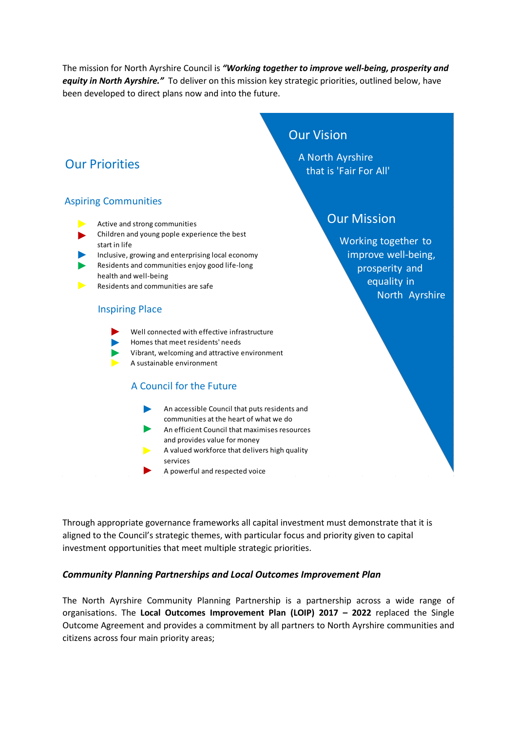The mission for North Ayrshire Council is ***"Working together to improve well-being, prosperity and equity in North Ayrshire."*** To deliver on this mission key strategic priorities, outlined below, have been developed to direct plans now and into the future.

## Our Vision

A North Ayrshire that is 'Fair For All'

## Our Mission

Working together to improve well-being, prosperity and equality in North Ayrshire

## Our Priorities

### Aspiring Communities

- Active and strong communities
- Children and young pople experience the best start in life
- Inclusive, growing and enterprising local economy
- Residents and communities enjoy good life-long health and well-being
- Residents and communities are safe

### Inspiring Place

- Well connected with effective infrastructure
- Homes that meet residents' needs
- Vibrant, welcoming and attractive environment
- A sustainable environment

### A Council for the Future

- An accessible Council that puts residents and communities at the heart of what we do
- An efficient Council that maximises resources and provides value for money
- A valued workforce that delivers high quality services
- A powerful and respected voice

Through appropriate governance frameworks all capital investment must demonstrate that it is aligned to the Council's strategic themes, with particular focus and priority given to capital investment opportunities that meet multiple strategic priorities.

***Community Planning Partnerships and Local Outcomes Improvement Plan***

The North Ayrshire Community Planning Partnership is a partnership across a wide range of organisations. The **Local Outcomes Improvement Plan (LOIP) 2017 – 2022** replaced the Single Outcome Agreement and provides a commitment by all partners to North Ayrshire communities and citizens across four main priority areas;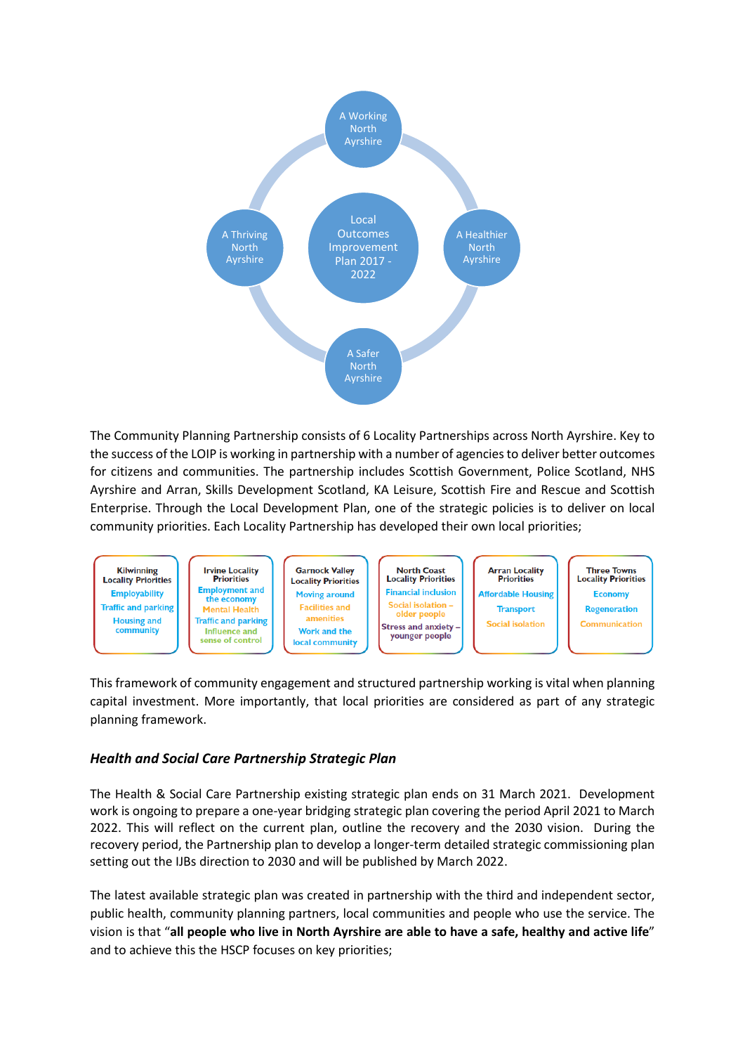A Working North Ayrshire

A Thriving North Ayrshire

Local Outcomes Improvement Plan 2017 - 2022

A Healthier North Ayrshire

A Safer North Ayrshire

The Community Planning Partnership consists of 6 Locality Partnerships across North Ayrshire. Key to the success of the LOIP is working in partnership with a number of agencies to deliver better outcomes for citizens and communities. The partnership includes Scottish Government, Police Scotland, NHS Ayrshire and Arran, Skills Development Scotland, KA Leisure, Scottish Fire and Rescue and Scottish Enterprise. Through the Local Development Plan, one of the strategic policies is to deliver on local community priorities. Each Locality Partnership has developed their own local priorities;

| Kilwinning Locality Priorities | Irvine Locality Priorities | Garnock Valley Locality Priorities | North Coast Locality Priorities | Arran Locality Priorities | Three Towns Locality Priorities |
|---|---|---|---|---|---|
| Employability | Employment and the economy | Moving around | Financial inclusion | Affordable Housing | Economy |
| Traffic and parking | Mental Health | Facilities and amenities | Social isolation – older people | Transport | Regeneration |
| Housing and community | Traffic and parking | Work and the local community | Stress and anxiety – younger people | Social isolation | Communication |
| | Influence and sense of control | | | | |

This framework of community engagement and structured partnership working is vital when planning capital investment. More importantly, that local priorities are considered as part of any strategic planning framework.

### *Health and Social Care Partnership Strategic Plan*

The Health & Social Care Partnership existing strategic plan ends on 31 March 2021. Development work is ongoing to prepare a one-year bridging strategic plan covering the period April 2021 to March 2022. This will reflect on the current plan, outline the recovery and the 2030 vision. During the recovery period, the Partnership plan to develop a longer-term detailed strategic commissioning plan setting out the IJBs direction to 2030 and will be published by March 2022.

The latest available strategic plan was created in partnership with the third and independent sector, public health, community planning partners, local communities and people who use the service. The vision is that "**all people who live in North Ayrshire are able to have a safe, healthy and active life**" and to achieve this the HSCP focuses on key priorities;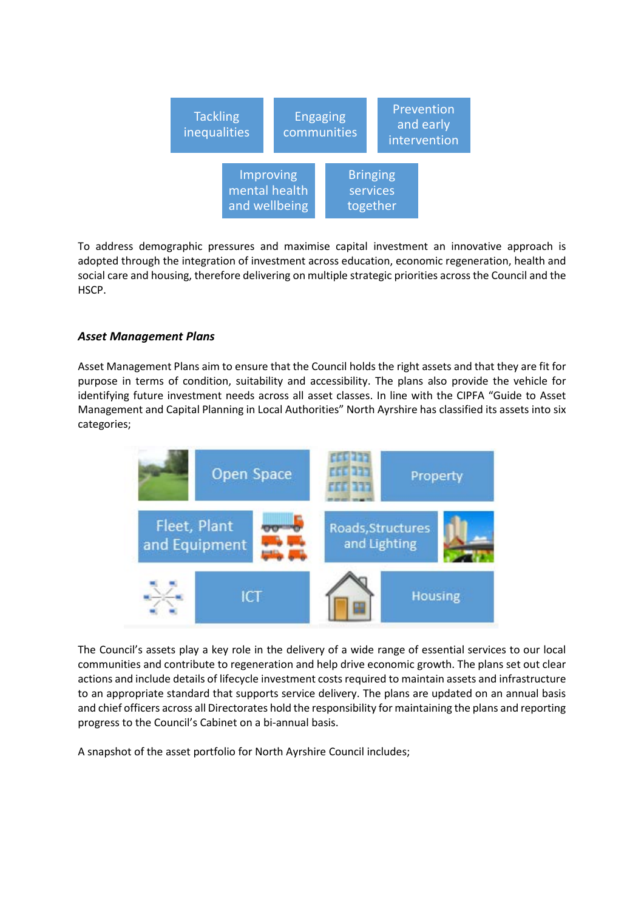Tackling inequalities

Engaging communities

Prevention and early intervention

Improving mental health and wellbeing

Bringing services together

To address demographic pressures and maximise capital investment an innovative approach is adopted through the integration of investment across education, economic regeneration, health and social care and housing, therefore delivering on multiple strategic priorities across the Council and the HSCP.

### *Asset Management Plans*

Asset Management Plans aim to ensure that the Council holds the right assets and that they are fit for purpose in terms of condition, suitability and accessibility. The plans also provide the vehicle for identifying future investment needs across all asset classes. In line with the CIPFA "Guide to Asset Management and Capital Planning in Local Authorities" North Ayrshire has classified its assets into six categories;

- Open Space
- Property
- Fleet, Plant and Equipment
- Roads, Structures and Lighting
- ICT
- Housing

The Council's assets play a key role in the delivery of a wide range of essential services to our local communities and contribute to regeneration and help drive economic growth. The plans set out clear actions and include details of lifecycle investment costs required to maintain assets and infrastructure to an appropriate standard that supports service delivery. The plans are updated on an annual basis and chief officers across all Directorates hold the responsibility for maintaining the plans and reporting progress to the Council's Cabinet on a bi-annual basis.

A snapshot of the asset portfolio for North Ayrshire Council includes;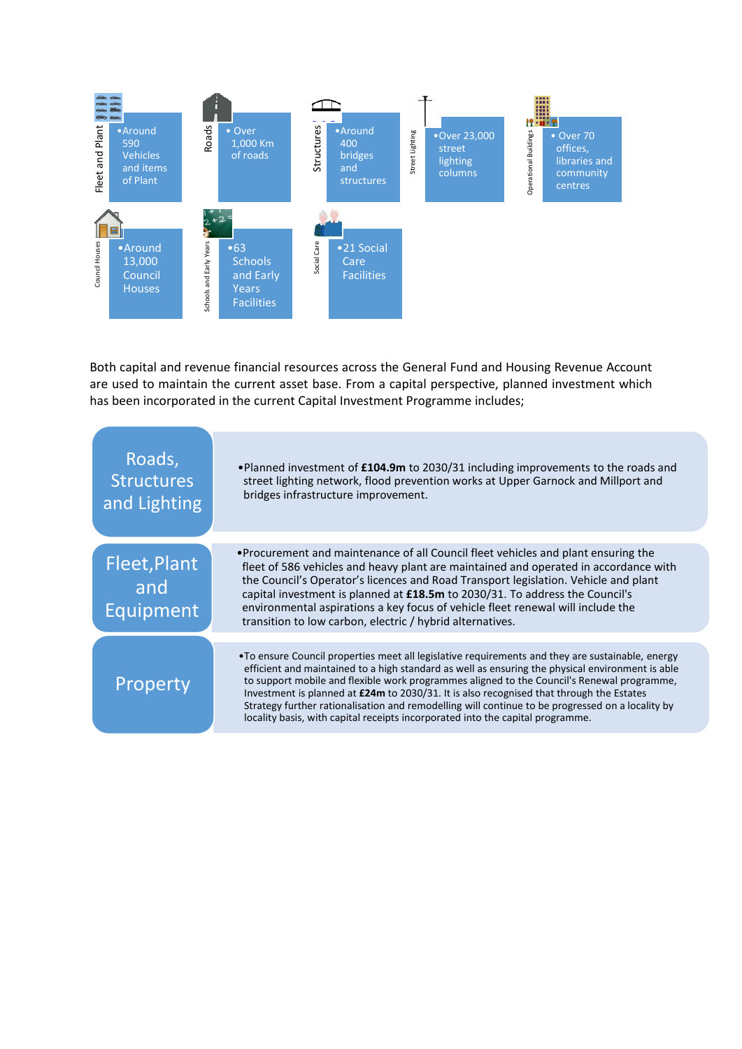| Fleet and Plant | Roads | Structures | Street Lighting | Operational Buildings |
|---|---|---|---|---|
| • Around 590 Vehicles and items of Plant | • Over 1,000 Km of roads | • Around 400 bridges and structures | • Over 23,000 street lighting columns | • Over 70 offices, libraries and community centres |

| Council Houses | Schools and Early Years | Social Care |
|---|---|---|
| • Around 13,000 Council Houses | • 63 Schools and Early Years Facilities | • 21 Social Care Facilities |

Both capital and revenue financial resources across the General Fund and Housing Revenue Account are used to maintain the current asset base. From a capital perspective, planned investment which has been incorporated in the current Capital Investment Programme includes;

| | |
|---|---|
| Roads, Structures and Lighting | • Planned investment of **£104.9m** to 2030/31 including improvements to the roads and street lighting network, flood prevention works at Upper Garnock and Millport and bridges infrastructure improvement. |
| Fleet, Plant and Equipment | • Procurement and maintenance of all Council fleet vehicles and plant ensuring the fleet of 586 vehicles and heavy plant are maintained and operated in accordance with the Council's Operator's licences and Road Transport legislation. Vehicle and plant capital investment is planned at **£18.5m** to 2030/31. To address the Council's environmental aspirations a key focus of vehicle fleet renewal will include the transition to low carbon, electric / hybrid alternatives. |
| Property | • To ensure Council properties meet all legislative requirements and they are sustainable, energy efficient and maintained to a high standard as well as ensuring the physical environment is able to support mobile and flexible work programmes aligned to the Council's Renewal programme, Investment is planned at **£24m** to 2030/31. It is also recognised that through the Estates Strategy further rationalisation and remodelling will continue to be progressed on a locality by locality basis, with capital receipts incorporated into the capital programme. |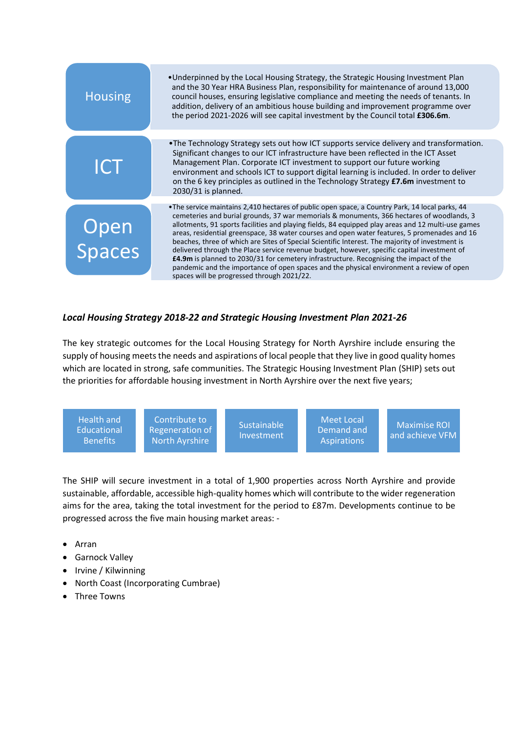| | |
|---|---|
| Housing | Underpinned by the Local Housing Strategy, the Strategic Housing Investment Plan and the 30 Year HRA Business Plan, responsibility for maintenance of around 13,000 council houses, ensuring legislative compliance and meeting the needs of tenants. In addition, delivery of an ambitious house building and improvement programme over the period 2021-2026 will see capital investment by the Council total **£306.6m**. |
| ICT | The Technology Strategy sets out how ICT supports service delivery and transformation. Significant changes to our ICT infrastructure have been reflected in the ICT Asset Management Plan. Corporate ICT investment to support our future working environment and schools ICT to support digital learning is included. In order to deliver on the 6 key principles as outlined in the Technology Strategy **£7.6m** investment to 2030/31 is planned. |
| Open Spaces | The service maintains 2,410 hectares of public open space, a Country Park, 14 local parks, 44 cemeteries and burial grounds, 37 war memorials & monuments, 366 hectares of woodlands, 3 allotments, 91 sports facilities and playing fields, 84 equipped play areas and 12 multi-use games areas, residential greenspace, 38 water courses and open water features, 5 promenades and 16 beaches, three of which are Sites of Special Scientific Interest. The majority of investment is delivered through the Place service revenue budget, however, specific capital investment of **£4.9m** is planned to 2030/31 for cemetery infrastructure. Recognising the impact of the pandemic and the importance of open spaces and the physical environment a review of open spaces will be progressed through 2021/22. |

***Local Housing Strategy 2018-22 and Strategic Housing Investment Plan 2021-26***

The key strategic outcomes for the Local Housing Strategy for North Ayrshire include ensuring the supply of housing meets the needs and aspirations of local people that they live in good quality homes which are located in strong, safe communities. The Strategic Housing Investment Plan (SHIP) sets out the priorities for affordable housing investment in North Ayrshire over the next five years;

| Health and Educational Benefits | Contribute to Regeneration of North Ayrshire | Sustainable Investment | Meet Local Demand and Aspirations | Maximise ROI and achieve VFM |
|---|---|---|---|---|

The SHIP will secure investment in a total of 1,900 properties across North Ayrshire and provide sustainable, affordable, accessible high-quality homes which will contribute to the wider regeneration aims for the area, taking the total investment for the period to £87m. Developments continue to be progressed across the five main housing market areas: -

- Arran
- Garnock Valley
- Irvine / Kilwinning
- North Coast (Incorporating Cumbrae)
- Three Towns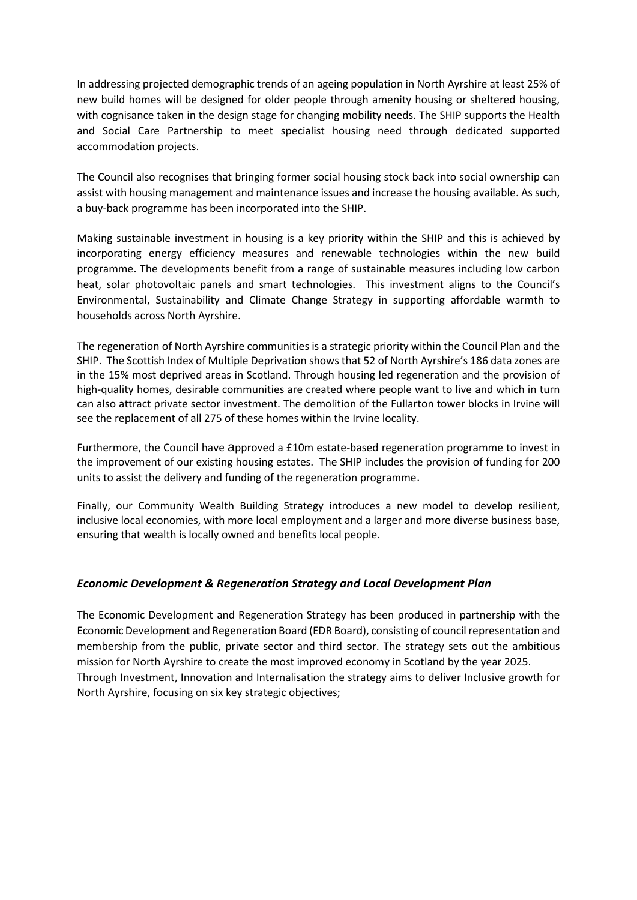In addressing projected demographic trends of an ageing population in North Ayrshire at least 25% of new build homes will be designed for older people through amenity housing or sheltered housing, with cognisance taken in the design stage for changing mobility needs. The SHIP supports the Health and Social Care Partnership to meet specialist housing need through dedicated supported accommodation projects.

The Council also recognises that bringing former social housing stock back into social ownership can assist with housing management and maintenance issues and increase the housing available. As such, a buy-back programme has been incorporated into the SHIP.

Making sustainable investment in housing is a key priority within the SHIP and this is achieved by incorporating energy efficiency measures and renewable technologies within the new build programme. The developments benefit from a range of sustainable measures including low carbon heat, solar photovoltaic panels and smart technologies. This investment aligns to the Council's Environmental, Sustainability and Climate Change Strategy in supporting affordable warmth to households across North Ayrshire.

The regeneration of North Ayrshire communities is a strategic priority within the Council Plan and the SHIP. The Scottish Index of Multiple Deprivation shows that 52 of North Ayrshire's 186 data zones are in the 15% most deprived areas in Scotland. Through housing led regeneration and the provision of high-quality homes, desirable communities are created where people want to live and which in turn can also attract private sector investment. The demolition of the Fullarton tower blocks in Irvine will see the replacement of all 275 of these homes within the Irvine locality.

Furthermore, the Council have approved a £10m estate-based regeneration programme to invest in the improvement of our existing housing estates. The SHIP includes the provision of funding for 200 units to assist the delivery and funding of the regeneration programme.

Finally, our Community Wealth Building Strategy introduces a new model to develop resilient, inclusive local economies, with more local employment and a larger and more diverse business base, ensuring that wealth is locally owned and benefits local people.

### *Economic Development & Regeneration Strategy and Local Development Plan*

The Economic Development and Regeneration Strategy has been produced in partnership with the Economic Development and Regeneration Board (EDR Board), consisting of council representation and membership from the public, private sector and third sector. The strategy sets out the ambitious mission for North Ayrshire to create the most improved economy in Scotland by the year 2025.
Through Investment, Innovation and Internalisation the strategy aims to deliver Inclusive growth for North Ayrshire, focusing on six key strategic objectives;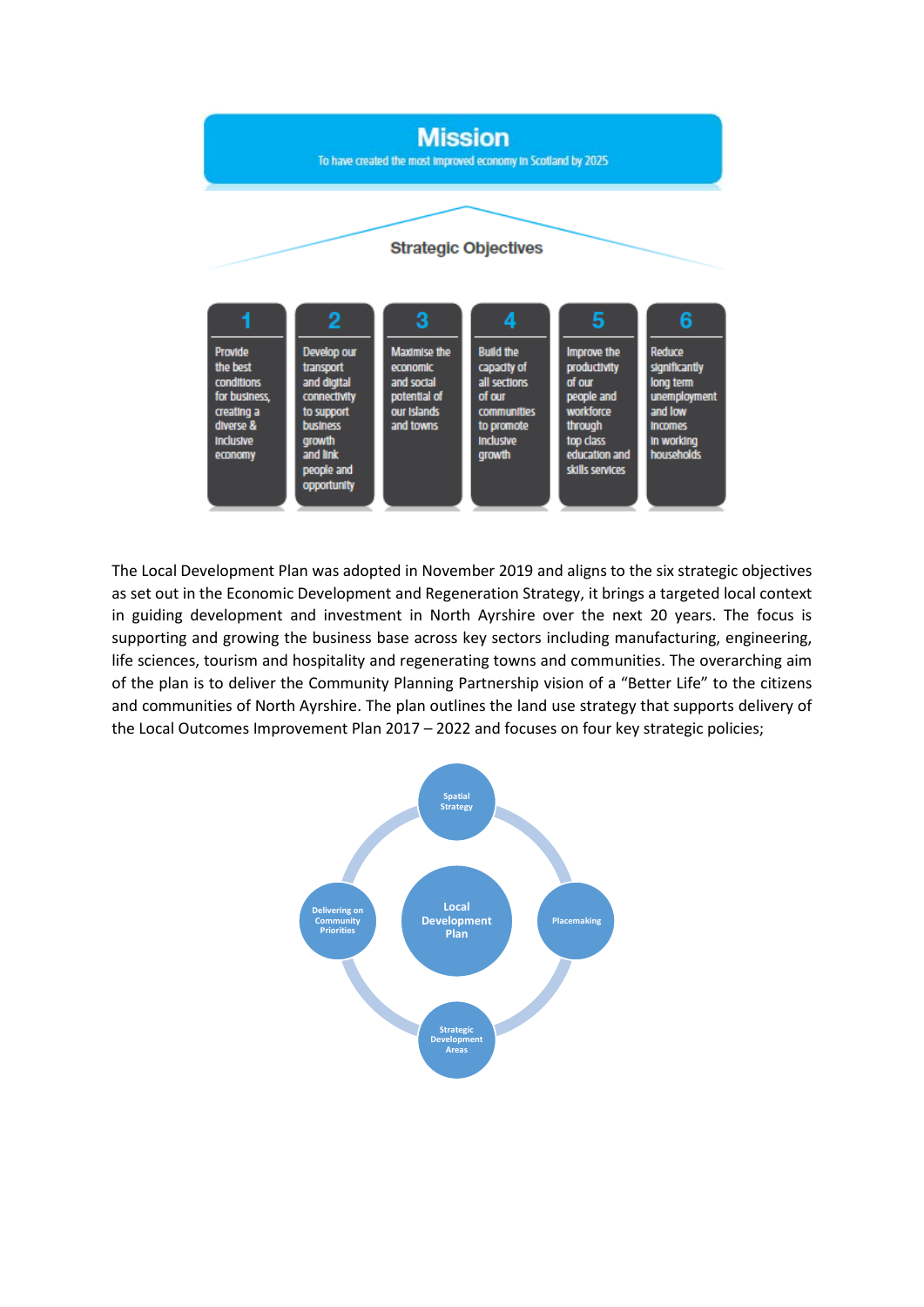## Mission

To have created the most improved economy in Scotland by 2025

### Strategic Objectives

| 1 | 2 | 3 | 4 | 5 | 6 |
|---|---|---|---|---|---|
| Provide the best conditions for business, creating a diverse & inclusive economy | Develop our transport and digital connectivity to support business growth and link people and opportunity | Maximise the economic and social potential of our islands and towns | Build the capacity of all sections of our communities to promote inclusive growth | Improve the productivity of our people and workforce through top class education and skills services | Reduce significantly long term unemployment and low incomes in working households |

The Local Development Plan was adopted in November 2019 and aligns to the six strategic objectives as set out in the Economic Development and Regeneration Strategy, it brings a targeted local context in guiding development and investment in North Ayrshire over the next 20 years. The focus is supporting and growing the business base across key sectors including manufacturing, engineering, life sciences, tourism and hospitality and regenerating towns and communities. The overarching aim of the plan is to deliver the Community Planning Partnership vision of a "Better Life" to the citizens and communities of North Ayrshire. The plan outlines the land use strategy that supports delivery of the Local Outcomes Improvement Plan 2017 – 2022 and focuses on four key strategic policies;

- Local Development Plan
  - Spatial Strategy
  - Placemaking
  - Strategic Development Areas
  - Delivering on Community Priorities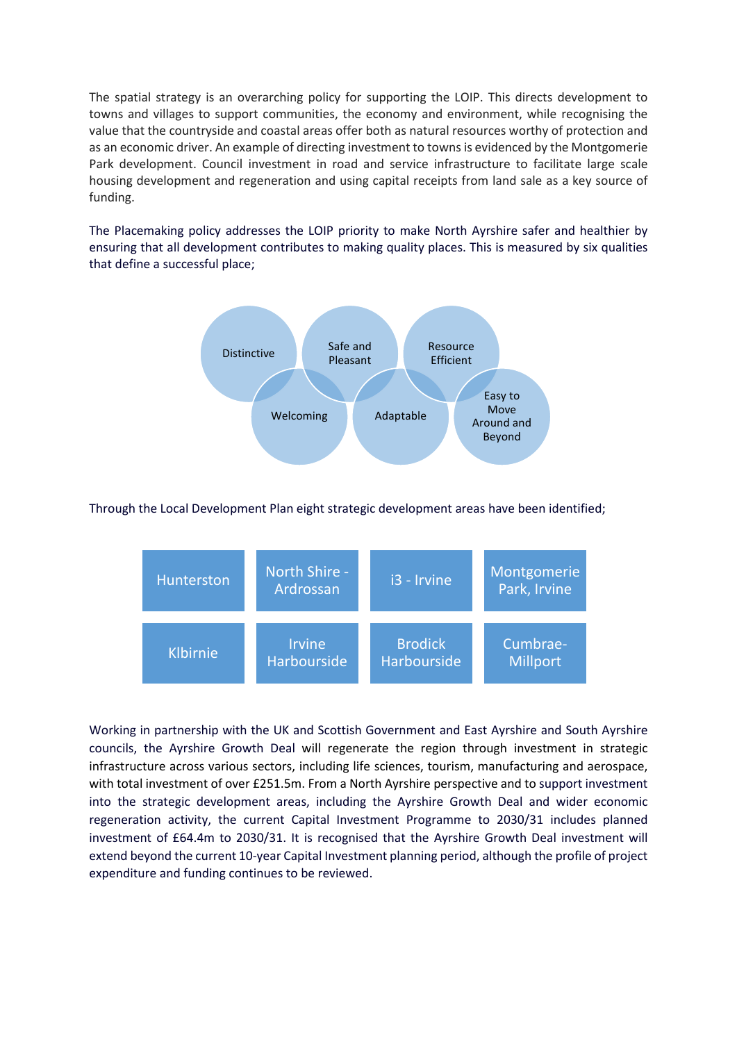The spatial strategy is an overarching policy for supporting the LOIP. This directs development to towns and villages to support communities, the economy and environment, while recognising the value that the countryside and coastal areas offer both as natural resources worthy of protection and as an economic driver. An example of directing investment to towns is evidenced by the Montgomerie Park development. Council investment in road and service infrastructure to facilitate large scale housing development and regeneration and using capital receipts from land sale as a key source of funding.

The Placemaking policy addresses the LOIP priority to make North Ayrshire safer and healthier by ensuring that all development contributes to making quality places. This is measured by six qualities that define a successful place;

- Distinctive
- Safe and Pleasant
- Resource Efficient
- Welcoming
- Adaptable
- Easy to Move Around and Beyond

Through the Local Development Plan eight strategic development areas have been identified;

| Hunterston | North Shire - Ardrossan | i3 - Irvine | Montgomerie Park, Irvine |
|---|---|---|---|
| Klbirnie | Irvine Harbourside | Brodick Harbourside | Cumbrae-Millport |

Working in partnership with the UK and Scottish Government and East Ayrshire and South Ayrshire councils, the Ayrshire Growth Deal will regenerate the region through investment in strategic infrastructure across various sectors, including life sciences, tourism, manufacturing and aerospace, with total investment of over £251.5m. From a North Ayrshire perspective and to support investment into the strategic development areas, including the Ayrshire Growth Deal and wider economic regeneration activity, the current Capital Investment Programme to 2030/31 includes planned investment of £64.4m to 2030/31. It is recognised that the Ayrshire Growth Deal investment will extend beyond the current 10-year Capital Investment planning period, although the profile of project expenditure and funding continues to be reviewed.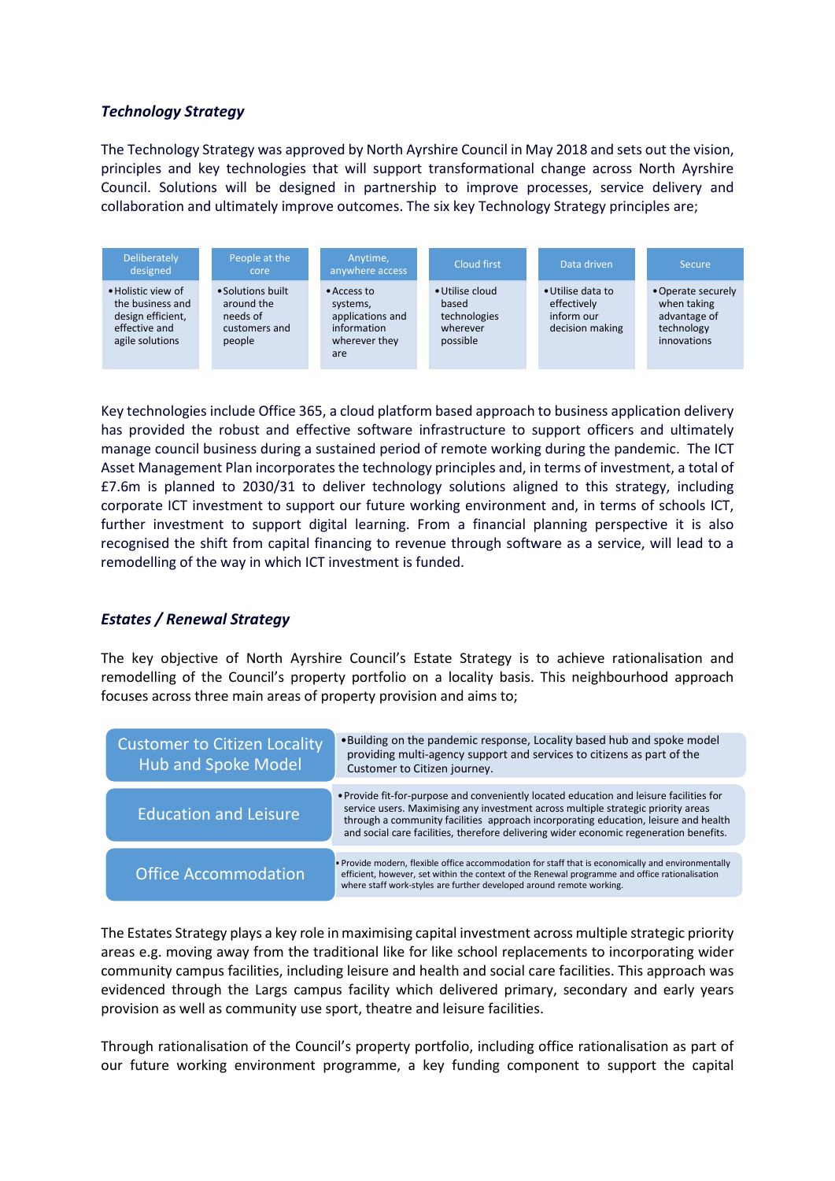### *Technology Strategy*

The Technology Strategy was approved by North Ayrshire Council in May 2018 and sets out the vision, principles and key technologies that will support transformational change across North Ayrshire Council. Solutions will be designed in partnership to improve processes, service delivery and collaboration and ultimately improve outcomes. The six key Technology Strategy principles are;

| Deliberately designed | People at the core | Anytime, anywhere access | Cloud first | Data driven | Secure |
|---|---|---|---|---|---|
| • Holistic view of the business and design efficient, effective and agile solutions | • Solutions built around the needs of customers and people | • Access to systems, applications and information wherever they are | • Utilise cloud based technologies wherever possible | • Utilise data to effectively inform our decision making | • Operate securely when taking advantage of technology innovations |

Key technologies include Office 365, a cloud platform based approach to business application delivery has provided the robust and effective software infrastructure to support officers and ultimately manage council business during a sustained period of remote working during the pandemic. The ICT Asset Management Plan incorporates the technology principles and, in terms of investment, a total of £7.6m is planned to 2030/31 to deliver technology solutions aligned to this strategy, including corporate ICT investment to support our future working environment and, in terms of schools ICT, further investment to support digital learning. From a financial planning perspective it is also recognised the shift from capital financing to revenue through software as a service, will lead to a remodelling of the way in which ICT investment is funded.

### *Estates / Renewal Strategy*

The key objective of North Ayrshire Council's Estate Strategy is to achieve rationalisation and remodelling of the Council's property portfolio on a locality basis. This neighbourhood approach focuses across three main areas of property provision and aims to;

| Area | Aim |
|---|---|
| Customer to Citizen Locality Hub and Spoke Model | • Building on the pandemic response, Locality based hub and spoke model providing multi-agency support and services to citizens as part of the Customer to Citizen journey. |
| Education and Leisure | • Provide fit-for-purpose and conveniently located education and leisure facilities for service users. Maximising any investment across multiple strategic priority areas through a community facilities approach incorporating education, leisure and health and social care facilities, therefore delivering wider economic regeneration benefits. |
| Office Accommodation | • Provide modern, flexible office accommodation for staff that is economically and environmentally efficient, however, set within the context of the Renewal programme and office rationalisation where staff work-styles are further developed around remote working. |

The Estates Strategy plays a key role in maximising capital investment across multiple strategic priority areas e.g. moving away from the traditional like for like school replacements to incorporating wider community campus facilities, including leisure and health and social care facilities. This approach was evidenced through the Largs campus facility which delivered primary, secondary and early years provision as well as community use sport, theatre and leisure facilities.

Through rationalisation of the Council's property portfolio, including office rationalisation as part of our future working environment programme, a key funding component to support the capital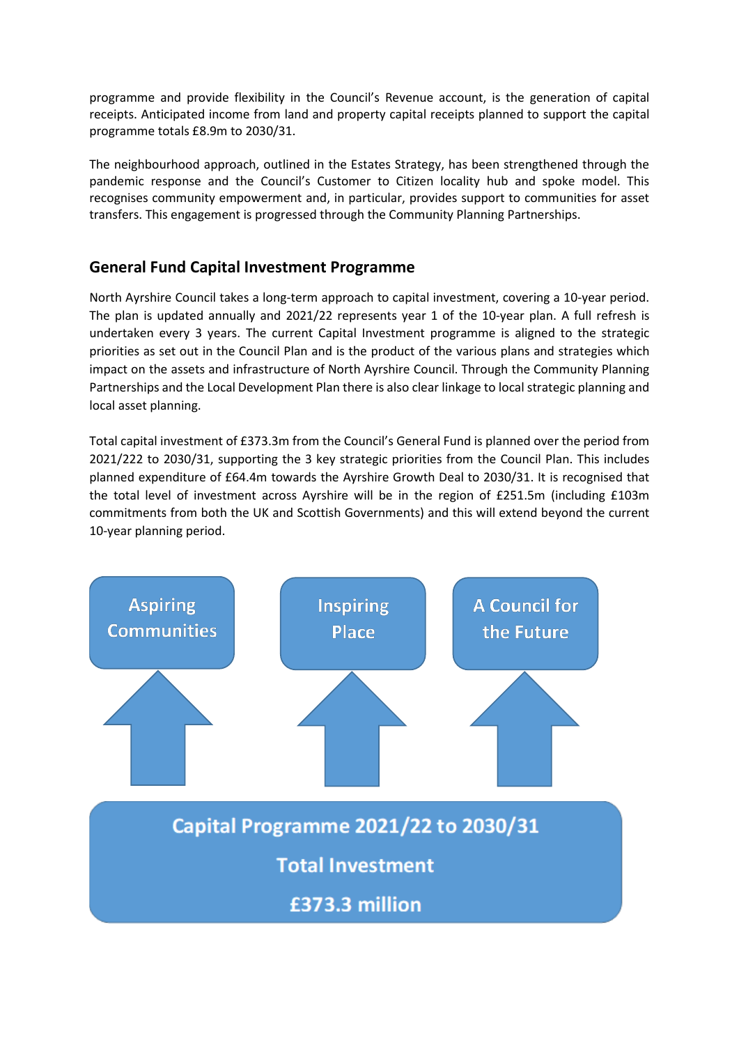programme and provide flexibility in the Council's Revenue account, is the generation of capital receipts. Anticipated income from land and property capital receipts planned to support the capital programme totals £8.9m to 2030/31.

The neighbourhood approach, outlined in the Estates Strategy, has been strengthened through the pandemic response and the Council's Customer to Citizen locality hub and spoke model. This recognises community empowerment and, in particular, provides support to communities for asset transfers. This engagement is progressed through the Community Planning Partnerships.

## General Fund Capital Investment Programme

North Ayrshire Council takes a long-term approach to capital investment, covering a 10-year period. The plan is updated annually and 2021/22 represents year 1 of the 10-year plan. A full refresh is undertaken every 3 years. The current Capital Investment programme is aligned to the strategic priorities as set out in the Council Plan and is the product of the various plans and strategies which impact on the assets and infrastructure of North Ayrshire Council. Through the Community Planning Partnerships and the Local Development Plan there is also clear linkage to local strategic planning and local asset planning.

Total capital investment of £373.3m from the Council's General Fund is planned over the period from 2021/222 to 2030/31, supporting the 3 key strategic priorities from the Council Plan. This includes planned expenditure of £64.4m towards the Ayrshire Growth Deal to 2030/31. It is recognised that the total level of investment across Ayrshire will be in the region of £251.5m (including £103m commitments from both the UK and Scottish Governments) and this will extend beyond the current 10-year planning period.

Aspiring Communities

Inspiring Place

A Council for the Future

**Capital Programme 2021/22 to 2030/31**

**Total Investment**

**£373.3 million**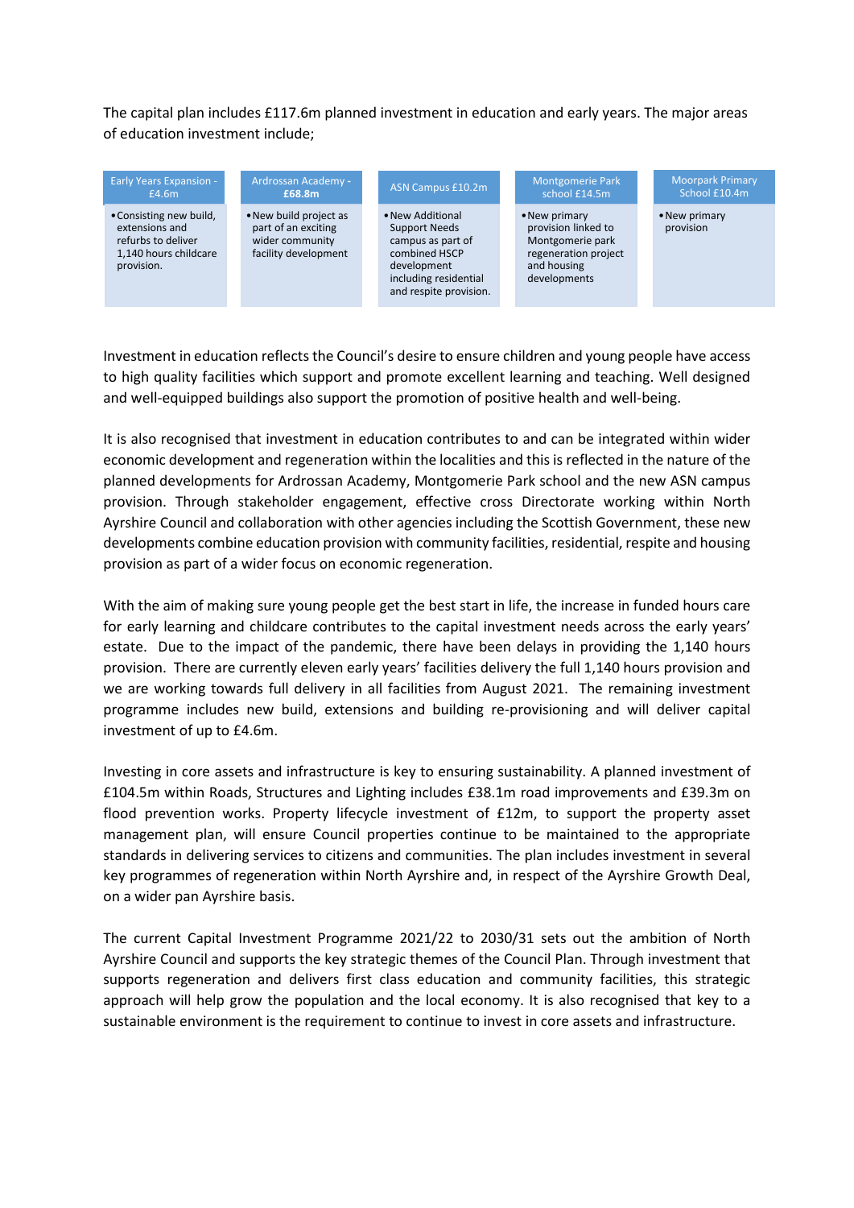The capital plan includes £117.6m planned investment in education and early years. The major areas of education investment include;

| Early Years Expansion - £4.6m | Ardrossan Academy - **£68.8m** | ASN Campus £10.2m | Montgomerie Park school £14.5m | Moorpark Primary School £10.4m |
|---|---|---|---|---|
| • Consisting new build, extensions and refurbs to deliver 1,140 hours childcare provision. | • New build project as part of an exciting wider community facility development | • New Additional Support Needs campus as part of combined HSCP development including residential and respite provision. | • New primary provision linked to Montgomerie park regeneration project and housing developments | • New primary provision |

Investment in education reflects the Council's desire to ensure children and young people have access to high quality facilities which support and promote excellent learning and teaching. Well designed and well-equipped buildings also support the promotion of positive health and well-being.

It is also recognised that investment in education contributes to and can be integrated within wider economic development and regeneration within the localities and this is reflected in the nature of the planned developments for Ardrossan Academy, Montgomerie Park school and the new ASN campus provision. Through stakeholder engagement, effective cross Directorate working within North Ayrshire Council and collaboration with other agencies including the Scottish Government, these new developments combine education provision with community facilities, residential, respite and housing provision as part of a wider focus on economic regeneration.

With the aim of making sure young people get the best start in life, the increase in funded hours care for early learning and childcare contributes to the capital investment needs across the early years' estate. Due to the impact of the pandemic, there have been delays in providing the 1,140 hours provision. There are currently eleven early years' facilities delivery the full 1,140 hours provision and we are working towards full delivery in all facilities from August 2021. The remaining investment programme includes new build, extensions and building re-provisioning and will deliver capital investment of up to £4.6m.

Investing in core assets and infrastructure is key to ensuring sustainability. A planned investment of £104.5m within Roads, Structures and Lighting includes £38.1m road improvements and £39.3m on flood prevention works. Property lifecycle investment of £12m, to support the property asset management plan, will ensure Council properties continue to be maintained to the appropriate standards in delivering services to citizens and communities. The plan includes investment in several key programmes of regeneration within North Ayrshire and, in respect of the Ayrshire Growth Deal, on a wider pan Ayrshire basis.

The current Capital Investment Programme 2021/22 to 2030/31 sets out the ambition of North Ayrshire Council and supports the key strategic themes of the Council Plan. Through investment that supports regeneration and delivers first class education and community facilities, this strategic approach will help grow the population and the local economy. It is also recognised that key to a sustainable environment is the requirement to continue to invest in core assets and infrastructure.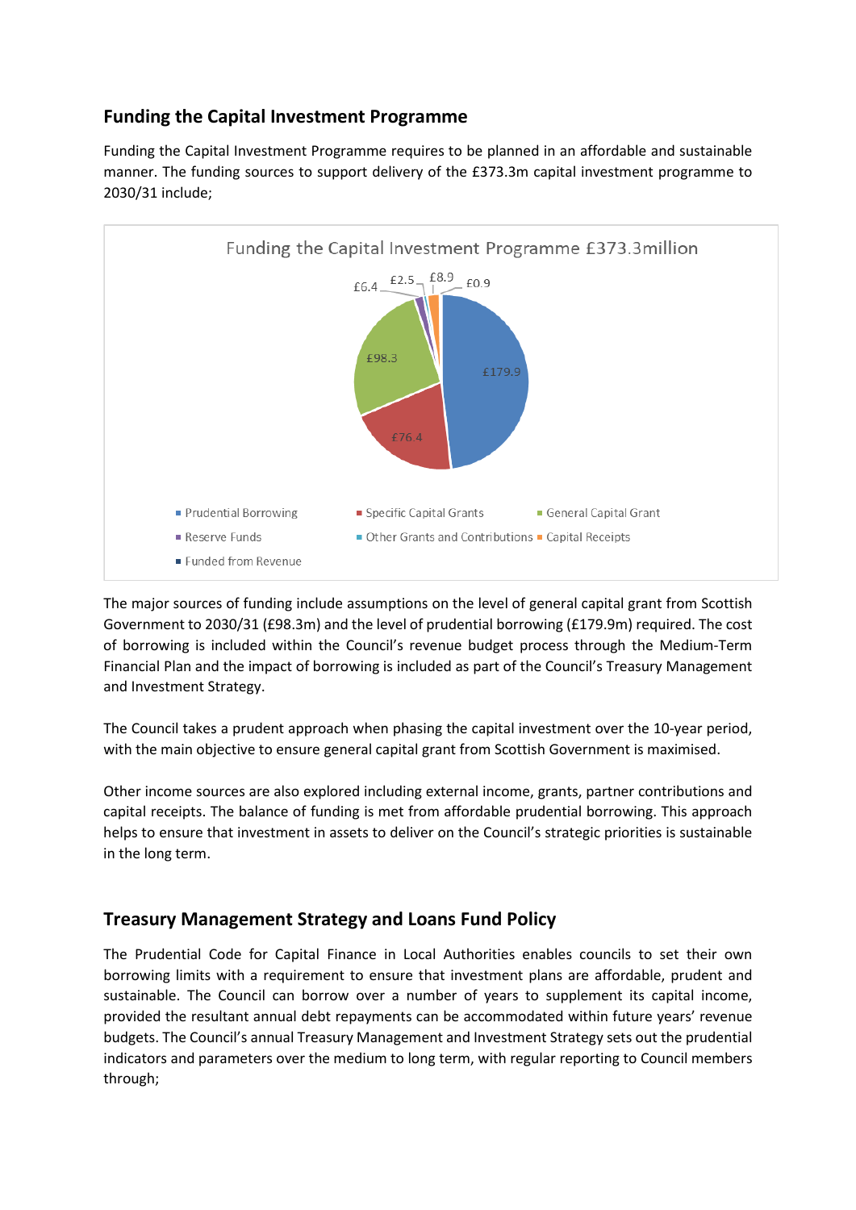## Funding the Capital Investment Programme

Funding the Capital Investment Programme requires to be planned in an affordable and sustainable manner. The funding sources to support delivery of the £373.3m capital investment programme to 2030/31 include;

Funding the Capital Investment Programme £373.3million

| Funding Source | £m |
| --- | --- |
| Prudential Borrowing | £179.9 |
| Specific Capital Grants | £76.4 |
| General Capital Grant | £98.3 |
| Reserve Funds | £6.4 |
| Other Grants and Contributions | £2.5 |
| Capital Receipts | £8.9 |
| Funded from Revenue | £0.9 |

The major sources of funding include assumptions on the level of general capital grant from Scottish Government to 2030/31 (£98.3m) and the level of prudential borrowing (£179.9m) required. The cost of borrowing is included within the Council's revenue budget process through the Medium-Term Financial Plan and the impact of borrowing is included as part of the Council's Treasury Management and Investment Strategy.

The Council takes a prudent approach when phasing the capital investment over the 10-year period, with the main objective to ensure general capital grant from Scottish Government is maximised.

Other income sources are also explored including external income, grants, partner contributions and capital receipts. The balance of funding is met from affordable prudential borrowing. This approach helps to ensure that investment in assets to deliver on the Council's strategic priorities is sustainable in the long term.

## Treasury Management Strategy and Loans Fund Policy

The Prudential Code for Capital Finance in Local Authorities enables councils to set their own borrowing limits with a requirement to ensure that investment plans are affordable, prudent and sustainable. The Council can borrow over a number of years to supplement its capital income, provided the resultant annual debt repayments can be accommodated within future years' revenue budgets. The Council's annual Treasury Management and Investment Strategy sets out the prudential indicators and parameters over the medium to long term, with regular reporting to Council members through;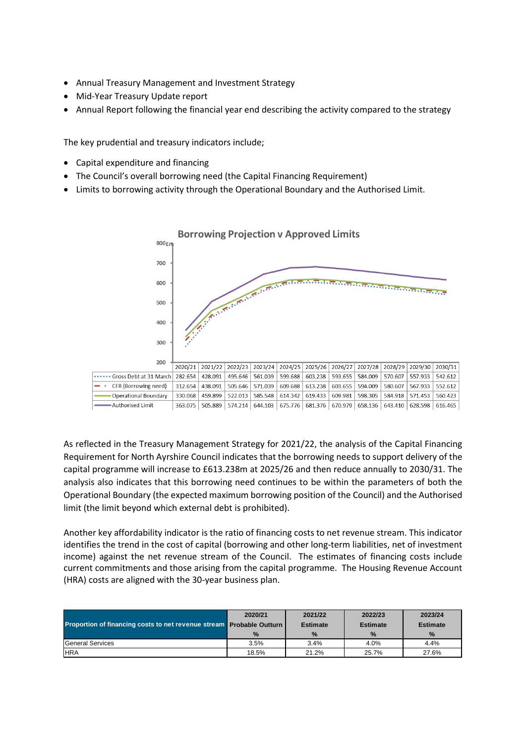- Annual Treasury Management and Investment Strategy
- Mid-Year Treasury Update report
- Annual Report following the financial year end describing the activity compared to the strategy

The key prudential and treasury indicators include;

- Capital expenditure and financing
- The Council's overall borrowing need (the Capital Financing Requirement)
- Limits to borrowing activity through the Operational Boundary and the Authorised Limit.

**Borrowing Projection v Approved Limits**

| £m | 2020/21 | 2021/22 | 2022/23 | 2023/24 | 2024/25 | 2025/26 | 2026/27 | 2027/28 | 2028/29 | 2029/30 | 2030/31 |
|---|---|---|---|---|---|---|---|---|---|---|---|
| Gross Debt at 31 March | 282.654 | 428.091 | 495.646 | 561.039 | 599.688 | 603.238 | 593.655 | 584.009 | 570.607 | 557.933 | 542.612 |
| CFR (Borrowing need) | 312.654 | 438.091 | 505.646 | 571.039 | 609.688 | 613.238 | 603.655 | 594.009 | 580.607 | 567.933 | 552.612 |
| Operational Boundary | 330.068 | 459.899 | 522.013 | 585.548 | 614.342 | 619.433 | 609.981 | 598.305 | 584.918 | 571.453 | 560.423 |
| Authorised Limit | 363.075 | 505.889 | 574.214 | 644.103 | 675.776 | 681.376 | 670.979 | 658.136 | 643.410 | 628.598 | 616.465 |

As reflected in the Treasury Management Strategy for 2021/22, the analysis of the Capital Financing Requirement for North Ayrshire Council indicates that the borrowing needs to support delivery of the capital programme will increase to £613.238m at 2025/26 and then reduce annually to 2030/31. The analysis also indicates that this borrowing need continues to be within the parameters of both the Operational Boundary (the expected maximum borrowing position of the Council) and the Authorised limit (the limit beyond which external debt is prohibited).

Another key affordability indicator is the ratio of financing costs to net revenue stream. This indicator identifies the trend in the cost of capital (borrowing and other long-term liabilities, net of investment income) against the net revenue stream of the Council. The estimates of financing costs include current commitments and those arising from the capital programme. The Housing Revenue Account (HRA) costs are aligned with the 30-year business plan.

| Proportion of financing costs to net revenue stream | 2020/21 Probable Outturn % | 2021/22 Estimate % | 2022/23 Estimate % | 2023/24 Estimate % |
|---|---|---|---|---|
| General Services | 3.5% | 3.4% | 4.0% | 4.4% |
| HRA | 18.5% | 21.2% | 25.7% | 27.6% |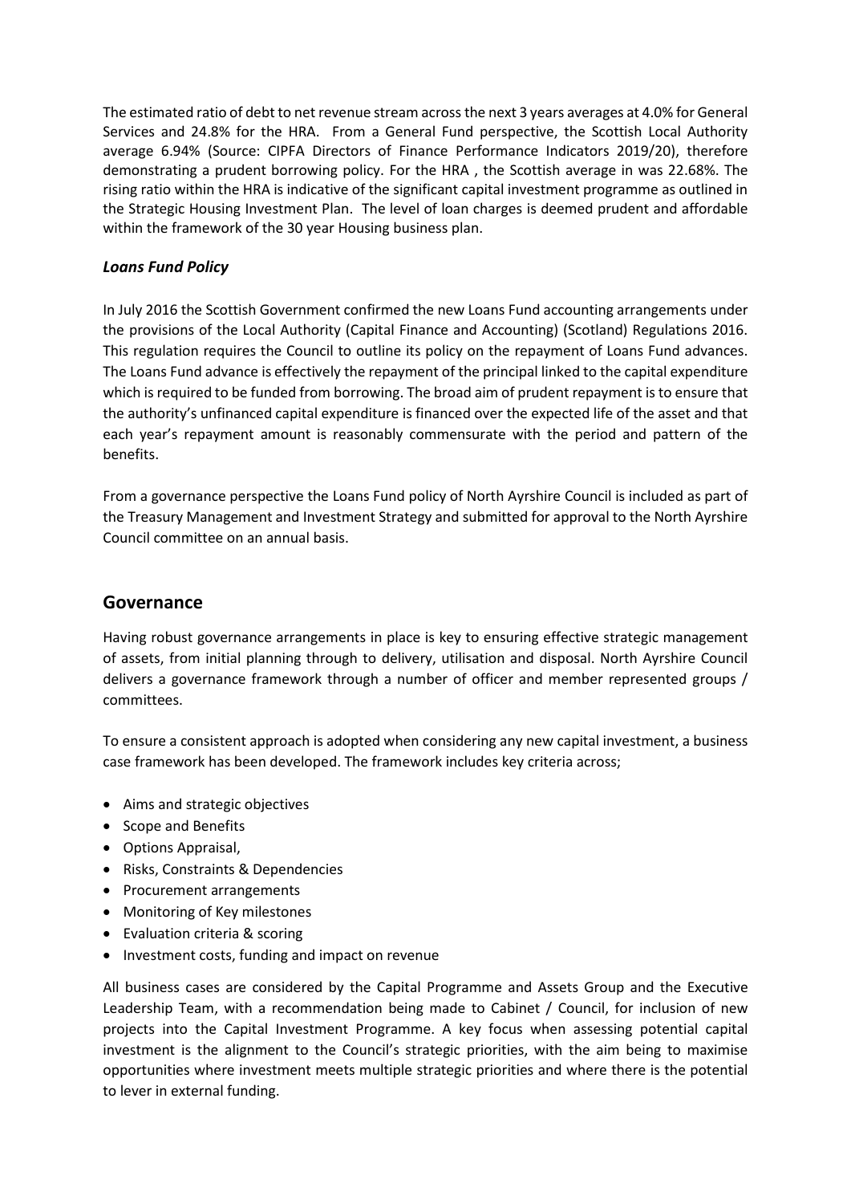The estimated ratio of debt to net revenue stream across the next 3 years averages at 4.0% for General Services and 24.8% for the HRA. From a General Fund perspective, the Scottish Local Authority average 6.94% (Source: CIPFA Directors of Finance Performance Indicators 2019/20), therefore demonstrating a prudent borrowing policy. For the HRA , the Scottish average in was 22.68%. The rising ratio within the HRA is indicative of the significant capital investment programme as outlined in the Strategic Housing Investment Plan. The level of loan charges is deemed prudent and affordable within the framework of the 30 year Housing business plan.

### *Loans Fund Policy*

In July 2016 the Scottish Government confirmed the new Loans Fund accounting arrangements under the provisions of the Local Authority (Capital Finance and Accounting) (Scotland) Regulations 2016. This regulation requires the Council to outline its policy on the repayment of Loans Fund advances. The Loans Fund advance is effectively the repayment of the principal linked to the capital expenditure which is required to be funded from borrowing. The broad aim of prudent repayment is to ensure that the authority's unfinanced capital expenditure is financed over the expected life of the asset and that each year's repayment amount is reasonably commensurate with the period and pattern of the benefits.

From a governance perspective the Loans Fund policy of North Ayrshire Council is included as part of the Treasury Management and Investment Strategy and submitted for approval to the North Ayrshire Council committee on an annual basis.

## Governance

Having robust governance arrangements in place is key to ensuring effective strategic management of assets, from initial planning through to delivery, utilisation and disposal. North Ayrshire Council delivers a governance framework through a number of officer and member represented groups / committees.

To ensure a consistent approach is adopted when considering any new capital investment, a business case framework has been developed. The framework includes key criteria across;

- Aims and strategic objectives
- Scope and Benefits
- Options Appraisal,
- Risks, Constraints & Dependencies
- Procurement arrangements
- Monitoring of Key milestones
- Evaluation criteria & scoring
- Investment costs, funding and impact on revenue

All business cases are considered by the Capital Programme and Assets Group and the Executive Leadership Team, with a recommendation being made to Cabinet / Council, for inclusion of new projects into the Capital Investment Programme. A key focus when assessing potential capital investment is the alignment to the Council's strategic priorities, with the aim being to maximise opportunities where investment meets multiple strategic priorities and where there is the potential to lever in external funding.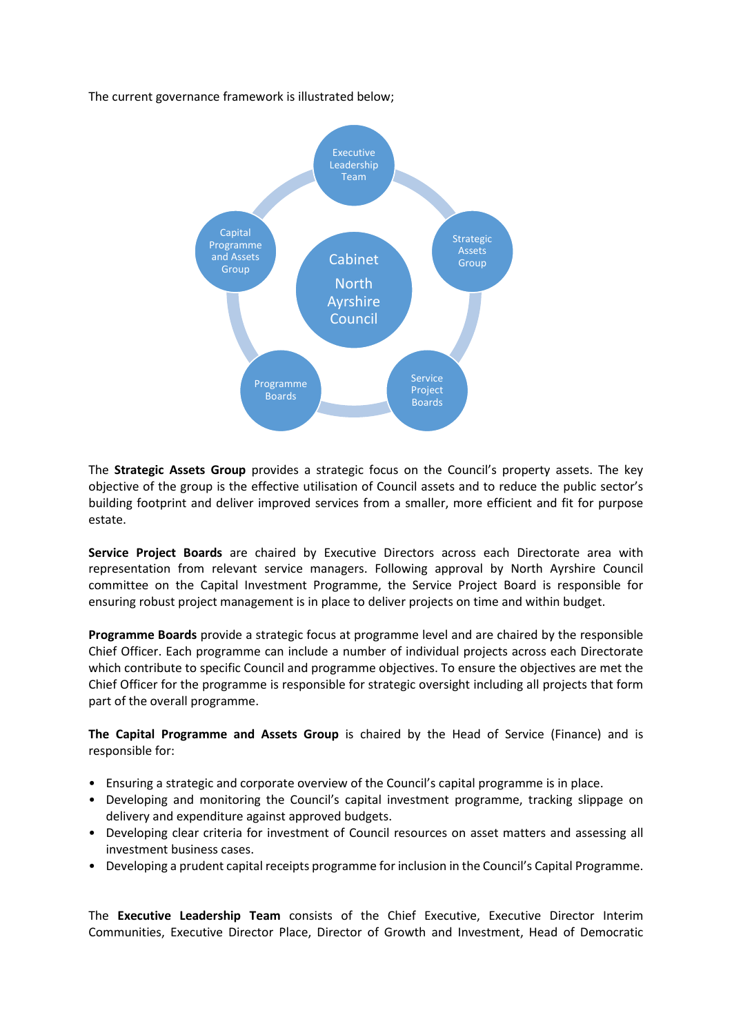The current governance framework is illustrated below;

The **Strategic Assets Group** provides a strategic focus on the Council's property assets. The key objective of the group is the effective utilisation of Council assets and to reduce the public sector's building footprint and deliver improved services from a smaller, more efficient and fit for purpose estate.

**Service Project Boards** are chaired by Executive Directors across each Directorate area with representation from relevant service managers. Following approval by North Ayrshire Council committee on the Capital Investment Programme, the Service Project Board is responsible for ensuring robust project management is in place to deliver projects on time and within budget.

**Programme Boards** provide a strategic focus at programme level and are chaired by the responsible Chief Officer. Each programme can include a number of individual projects across each Directorate which contribute to specific Council and programme objectives. To ensure the objectives are met the Chief Officer for the programme is responsible for strategic oversight including all projects that form part of the overall programme.

**The Capital Programme and Assets Group** is chaired by the Head of Service (Finance) and is responsible for:

- Ensuring a strategic and corporate overview of the Council's capital programme is in place.
- Developing and monitoring the Council's capital investment programme, tracking slippage on delivery and expenditure against approved budgets.
- Developing clear criteria for investment of Council resources on asset matters and assessing all investment business cases.
- Developing a prudent capital receipts programme for inclusion in the Council's Capital Programme.

The **Executive Leadership Team** consists of the Chief Executive, Executive Director Interim Communities, Executive Director Place, Director of Growth and Investment, Head of Democratic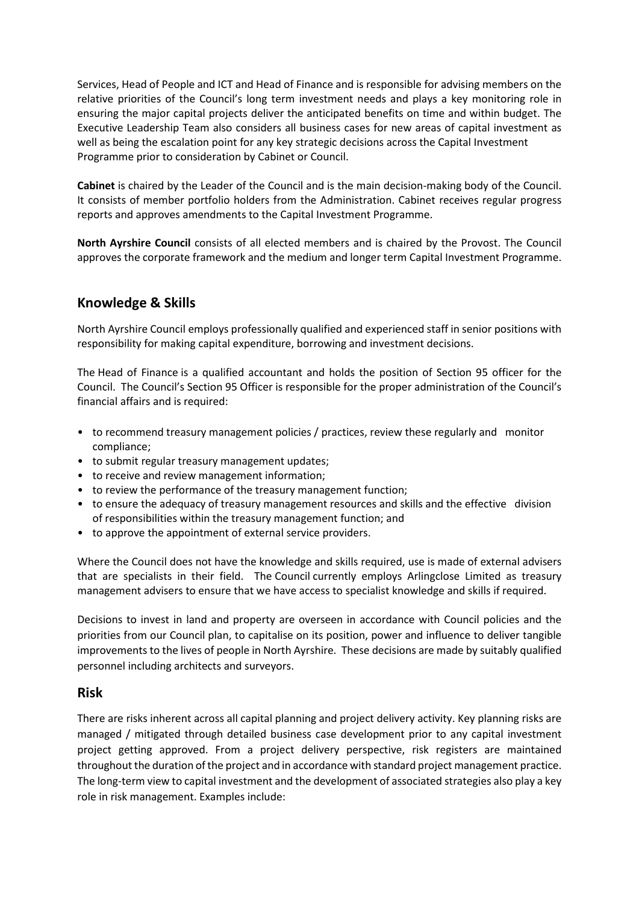Services, Head of People and ICT and Head of Finance and is responsible for advising members on the relative priorities of the Council's long term investment needs and plays a key monitoring role in ensuring the major capital projects deliver the anticipated benefits on time and within budget. The Executive Leadership Team also considers all business cases for new areas of capital investment as well as being the escalation point for any key strategic decisions across the Capital Investment Programme prior to consideration by Cabinet or Council.

**Cabinet** is chaired by the Leader of the Council and is the main decision-making body of the Council. It consists of member portfolio holders from the Administration. Cabinet receives regular progress reports and approves amendments to the Capital Investment Programme.

**North Ayrshire Council** consists of all elected members and is chaired by the Provost. The Council approves the corporate framework and the medium and longer term Capital Investment Programme.

## Knowledge & Skills

North Ayrshire Council employs professionally qualified and experienced staff in senior positions with responsibility for making capital expenditure, borrowing and investment decisions.

The Head of Finance is a qualified accountant and holds the position of Section 95 officer for the Council. The Council's Section 95 Officer is responsible for the proper administration of the Council's financial affairs and is required:

- to recommend treasury management policies / practices, review these regularly and monitor compliance;
- to submit regular treasury management updates;
- to receive and review management information;
- to review the performance of the treasury management function;
- to ensure the adequacy of treasury management resources and skills and the effective division of responsibilities within the treasury management function; and
- to approve the appointment of external service providers.

Where the Council does not have the knowledge and skills required, use is made of external advisers that are specialists in their field. The Council currently employs Arlingclose Limited as treasury management advisers to ensure that we have access to specialist knowledge and skills if required.

Decisions to invest in land and property are overseen in accordance with Council policies and the priorities from our Council plan, to capitalise on its position, power and influence to deliver tangible improvements to the lives of people in North Ayrshire. These decisions are made by suitably qualified personnel including architects and surveyors.

## Risk

There are risks inherent across all capital planning and project delivery activity. Key planning risks are managed / mitigated through detailed business case development prior to any capital investment project getting approved. From a project delivery perspective, risk registers are maintained throughout the duration of the project and in accordance with standard project management practice. The long-term view to capital investment and the development of associated strategies also play a key role in risk management. Examples include: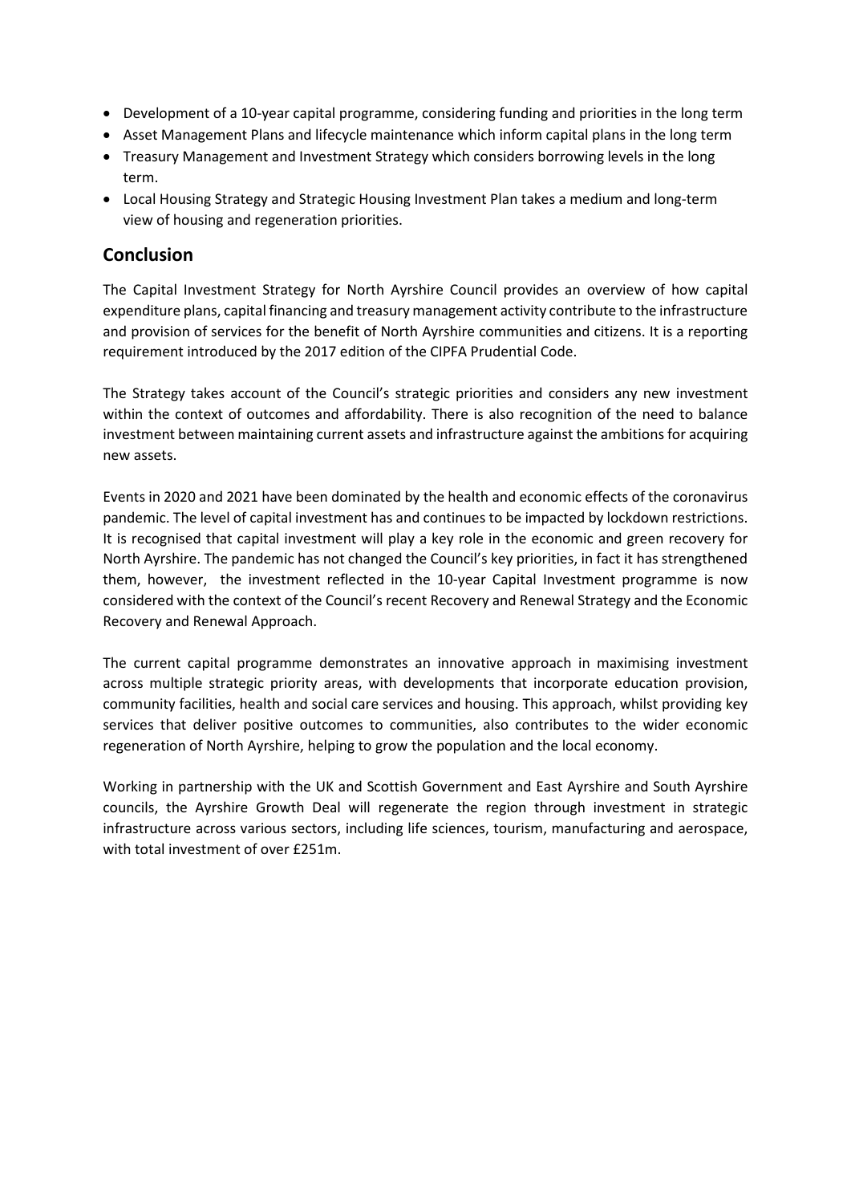- Development of a 10-year capital programme, considering funding and priorities in the long term
- Asset Management Plans and lifecycle maintenance which inform capital plans in the long term
- Treasury Management and Investment Strategy which considers borrowing levels in the long term.
- Local Housing Strategy and Strategic Housing Investment Plan takes a medium and long-term view of housing and regeneration priorities.

## Conclusion

The Capital Investment Strategy for North Ayrshire Council provides an overview of how capital expenditure plans, capital financing and treasury management activity contribute to the infrastructure and provision of services for the benefit of North Ayrshire communities and citizens. It is a reporting requirement introduced by the 2017 edition of the CIPFA Prudential Code.

The Strategy takes account of the Council's strategic priorities and considers any new investment within the context of outcomes and affordability. There is also recognition of the need to balance investment between maintaining current assets and infrastructure against the ambitions for acquiring new assets.

Events in 2020 and 2021 have been dominated by the health and economic effects of the coronavirus pandemic. The level of capital investment has and continues to be impacted by lockdown restrictions. It is recognised that capital investment will play a key role in the economic and green recovery for North Ayrshire. The pandemic has not changed the Council's key priorities, in fact it has strengthened them, however, the investment reflected in the 10-year Capital Investment programme is now considered with the context of the Council's recent Recovery and Renewal Strategy and the Economic Recovery and Renewal Approach.

The current capital programme demonstrates an innovative approach in maximising investment across multiple strategic priority areas, with developments that incorporate education provision, community facilities, health and social care services and housing. This approach, whilst providing key services that deliver positive outcomes to communities, also contributes to the wider economic regeneration of North Ayrshire, helping to grow the population and the local economy.

Working in partnership with the UK and Scottish Government and East Ayrshire and South Ayrshire councils, the Ayrshire Growth Deal will regenerate the region through investment in strategic infrastructure across various sectors, including life sciences, tourism, manufacturing and aerospace, with total investment of over £251m.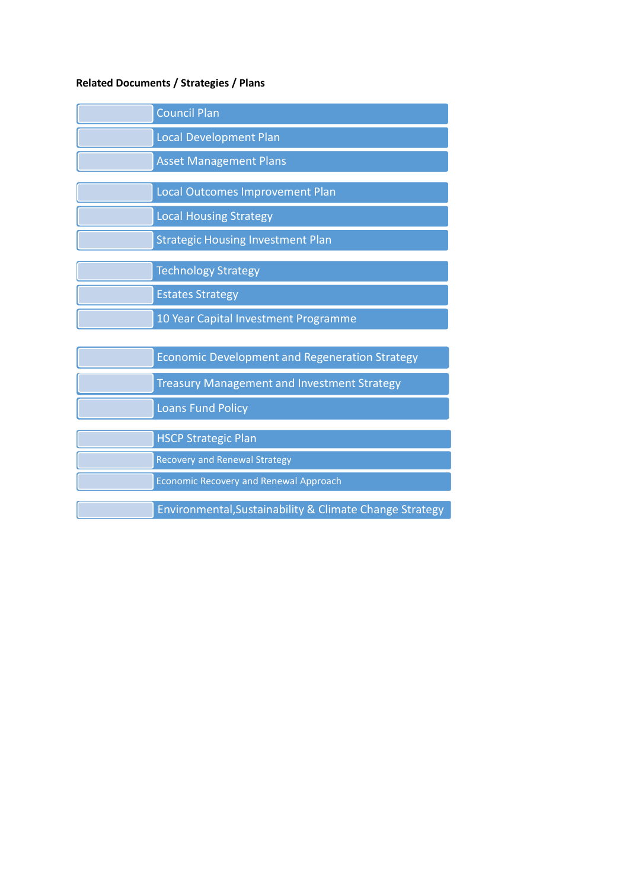**Related Documents / Strategies / Plans**

- Council Plan
- Local Development Plan
- Asset Management Plans

- Local Outcomes Improvement Plan
- Local Housing Strategy
- Strategic Housing Investment Plan

- Technology Strategy
- Estates Strategy
- 10 Year Capital Investment Programme

- Economic Development and Regeneration Strategy
- Treasury Management and Investment Strategy
- Loans Fund Policy

- HSCP Strategic Plan
- Recovery and Renewal Strategy
- Economic Recovery and Renewal Approach

- Environmental,Sustainability & Climate Change Strategy